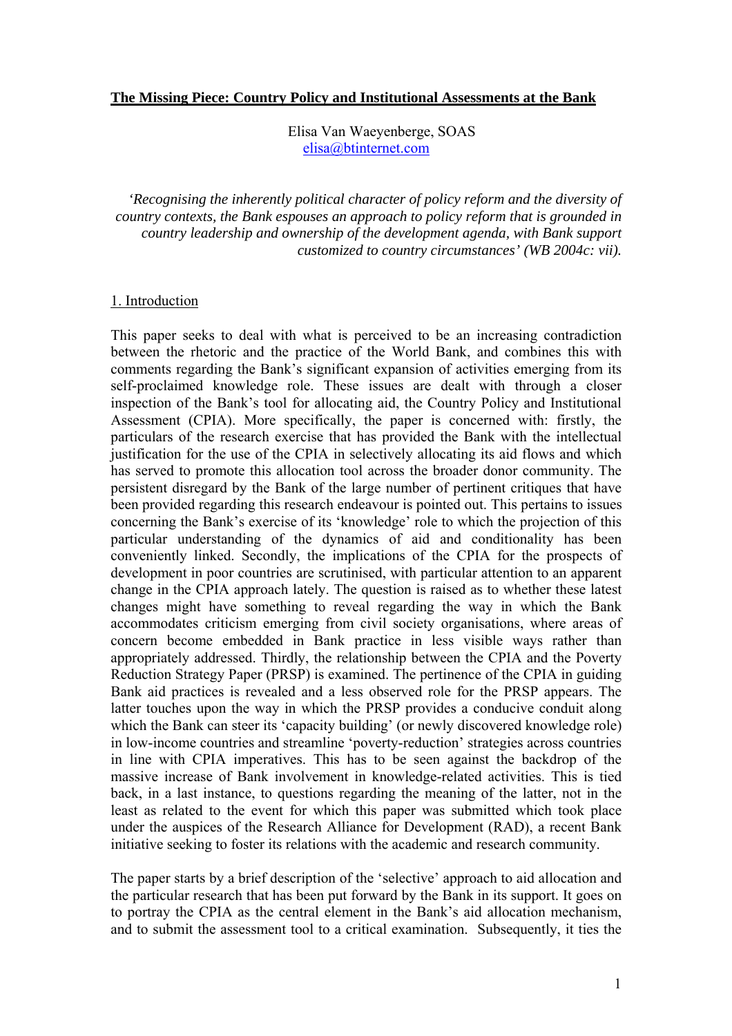# The Missing Piece: Country Policy and Institutional Assessments at the Bank

Elisa Van Waeyenberge, SOAS
elisa@btinternet.com

> *'Recognising the inherently political character of policy reform and the diversity of country contexts, the Bank espouses an approach to policy reform that is grounded in country leadership and ownership of the development agenda, with Bank support customized to country circumstances' (WB 2004c: vii).*

## 1. Introduction

This paper seeks to deal with what is perceived to be an increasing contradiction between the rhetoric and the practice of the World Bank, and combines this with comments regarding the Bank's significant expansion of activities emerging from its self-proclaimed knowledge role. These issues are dealt with through a closer inspection of the Bank's tool for allocating aid, the Country Policy and Institutional Assessment (CPIA). More specifically, the paper is concerned with: firstly, the particulars of the research exercise that has provided the Bank with the intellectual justification for the use of the CPIA in selectively allocating its aid flows and which has served to promote this allocation tool across the broader donor community. The persistent disregard by the Bank of the large number of pertinent critiques that have been provided regarding this research endeavour is pointed out. This pertains to issues concerning the Bank's exercise of its 'knowledge' role to which the projection of this particular understanding of the dynamics of aid and conditionality has been conveniently linked. Secondly, the implications of the CPIA for the prospects of development in poor countries are scrutinised, with particular attention to an apparent change in the CPIA approach lately. The question is raised as to whether these latest changes might have something to reveal regarding the way in which the Bank accommodates criticism emerging from civil society organisations, where areas of concern become embedded in Bank practice in less visible ways rather than appropriately addressed. Thirdly, the relationship between the CPIA and the Poverty Reduction Strategy Paper (PRSP) is examined. The pertinence of the CPIA in guiding Bank aid practices is revealed and a less observed role for the PRSP appears. The latter touches upon the way in which the PRSP provides a conducive conduit along which the Bank can steer its 'capacity building' (or newly discovered knowledge role) in low-income countries and streamline 'poverty-reduction' strategies across countries in line with CPIA imperatives. This has to be seen against the backdrop of the massive increase of Bank involvement in knowledge-related activities. This is tied back, in a last instance, to questions regarding the meaning of the latter, not in the least as related to the event for which this paper was submitted which took place under the auspices of the Research Alliance for Development (RAD), a recent Bank initiative seeking to foster its relations with the academic and research community.

The paper starts by a brief description of the 'selective' approach to aid allocation and the particular research that has been put forward by the Bank in its support. It goes on to portray the CPIA as the central element in the Bank's aid allocation mechanism, and to submit the assessment tool to a critical examination. Subsequently, it ties the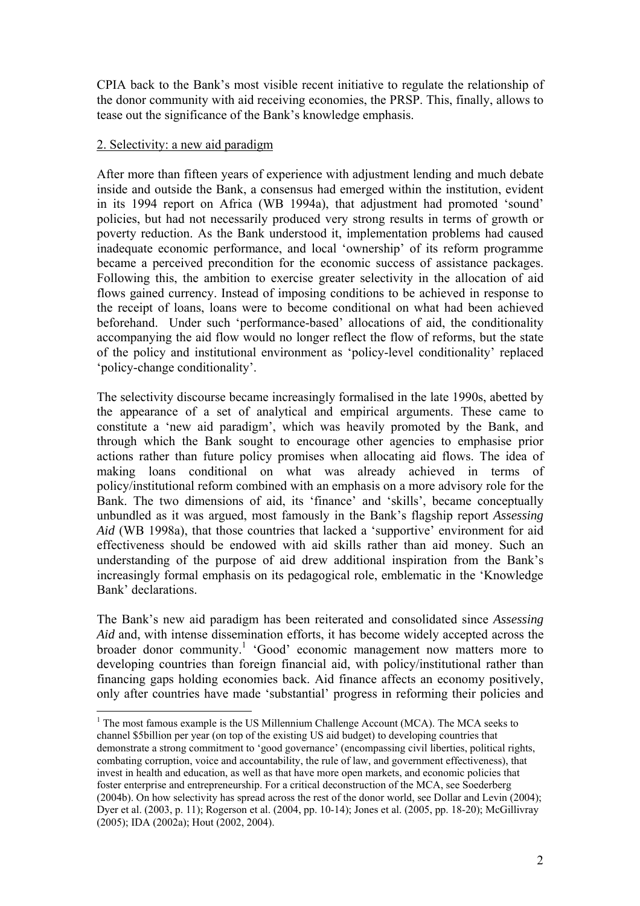CPIA back to the Bank's most visible recent initiative to regulate the relationship of the donor community with aid receiving economies, the PRSP. This, finally, allows to tease out the significance of the Bank's knowledge emphasis.

## 2. Selectivity: a new aid paradigm

After more than fifteen years of experience with adjustment lending and much debate inside and outside the Bank, a consensus had emerged within the institution, evident in its 1994 report on Africa (WB 1994a), that adjustment had promoted 'sound' policies, but had not necessarily produced very strong results in terms of growth or poverty reduction. As the Bank understood it, implementation problems had caused inadequate economic performance, and local 'ownership' of its reform programme became a perceived precondition for the economic success of assistance packages. Following this, the ambition to exercise greater selectivity in the allocation of aid flows gained currency. Instead of imposing conditions to be achieved in response to the receipt of loans, loans were to become conditional on what had been achieved beforehand. Under such 'performance-based' allocations of aid, the conditionality accompanying the aid flow would no longer reflect the flow of reforms, but the state of the policy and institutional environment as 'policy-level conditionality' replaced 'policy-change conditionality'.

The selectivity discourse became increasingly formalised in the late 1990s, abetted by the appearance of a set of analytical and empirical arguments. These came to constitute a 'new aid paradigm', which was heavily promoted by the Bank, and through which the Bank sought to encourage other agencies to emphasise prior actions rather than future policy promises when allocating aid flows. The idea of making loans conditional on what was already achieved in terms of policy/institutional reform combined with an emphasis on a more advisory role for the Bank. The two dimensions of aid, its 'finance' and 'skills', became conceptually unbundled as it was argued, most famously in the Bank's flagship report *Assessing Aid* (WB 1998a), that those countries that lacked a 'supportive' environment for aid effectiveness should be endowed with aid skills rather than aid money. Such an understanding of the purpose of aid drew additional inspiration from the Bank's increasingly formal emphasis on its pedagogical role, emblematic in the 'Knowledge Bank' declarations.

The Bank's new aid paradigm has been reiterated and consolidated since *Assessing Aid* and, with intense dissemination efforts, it has become widely accepted across the broader donor community.[1] 'Good' economic management now matters more to developing countries than foreign financial aid, with policy/institutional rather than financing gaps holding economies back. Aid finance affects an economy positively, only after countries have made 'substantial' progress in reforming their policies and

[1] The most famous example is the US Millennium Challenge Account (MCA). The MCA seeks to channel $5billion per year (on top of the existing US aid budget) to developing countries that demonstrate a strong commitment to 'good governance' (encompassing civil liberties, political rights, combating corruption, voice and accountability, the rule of law, and government effectiveness), that invest in health and education, as well as that have more open markets, and economic policies that foster enterprise and entrepreneurship. For a critical deconstruction of the MCA, see Soederberg (2004b). On how selectivity has spread across the rest of the donor world, see Dollar and Levin (2004); Dyer et al. (2003, p. 11); Rogerson et al. (2004, pp. 10-14); Jones et al. (2005, pp. 18-20); McGillivray (2005); IDA (2002a); Hout (2002, 2004).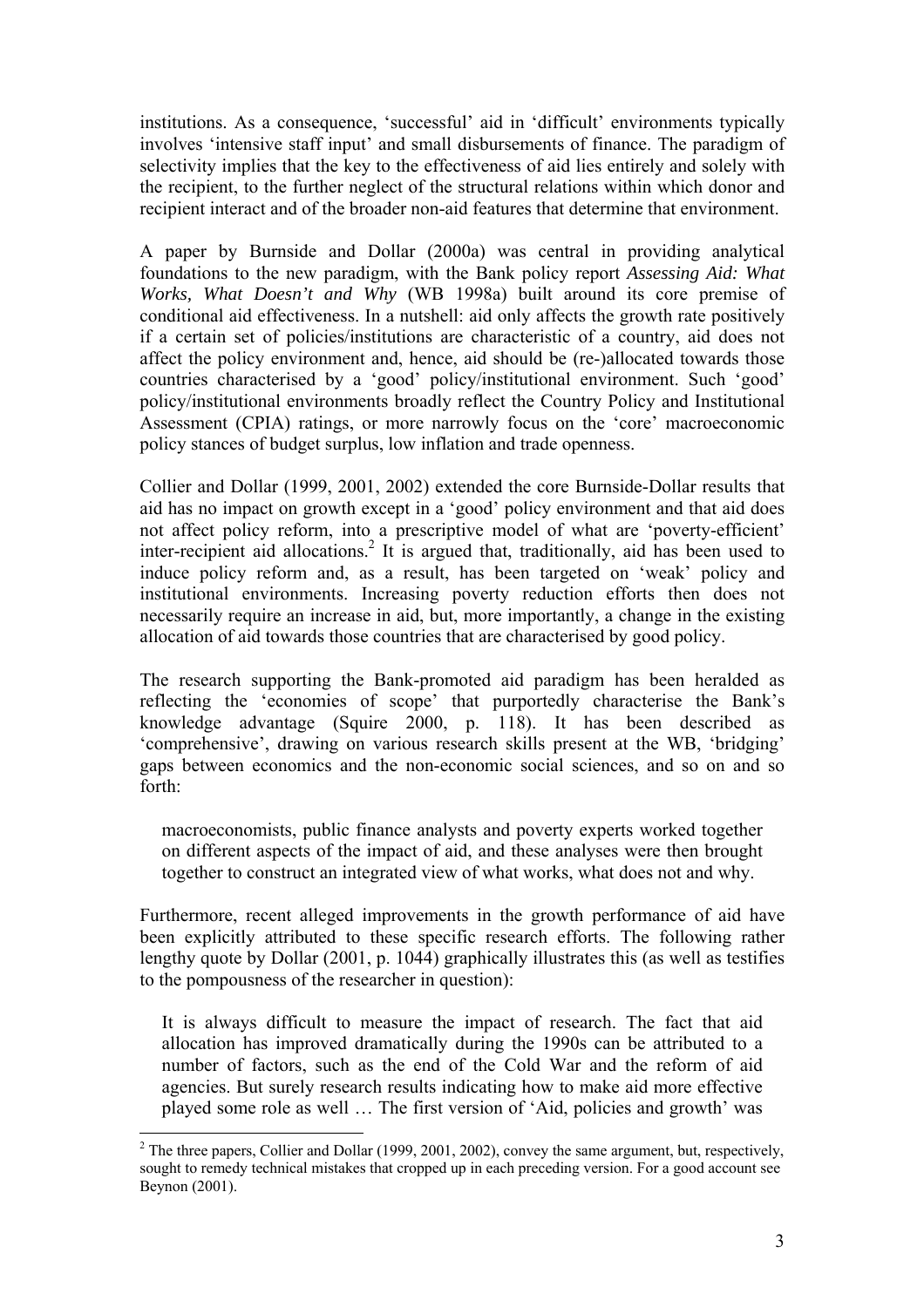institutions. As a consequence, 'successful' aid in 'difficult' environments typically involves 'intensive staff input' and small disbursements of finance. The paradigm of selectivity implies that the key to the effectiveness of aid lies entirely and solely with the recipient, to the further neglect of the structural relations within which donor and recipient interact and of the broader non-aid features that determine that environment.

A paper by Burnside and Dollar (2000a) was central in providing analytical foundations to the new paradigm, with the Bank policy report *Assessing Aid: What Works, What Doesn't and Why* (WB 1998a) built around its core premise of conditional aid effectiveness. In a nutshell: aid only affects the growth rate positively if a certain set of policies/institutions are characteristic of a country, aid does not affect the policy environment and, hence, aid should be (re-)allocated towards those countries characterised by a 'good' policy/institutional environment. Such 'good' policy/institutional environments broadly reflect the Country Policy and Institutional Assessment (CPIA) ratings, or more narrowly focus on the 'core' macroeconomic policy stances of budget surplus, low inflation and trade openness.

Collier and Dollar (1999, 2001, 2002) extended the core Burnside-Dollar results that aid has no impact on growth except in a 'good' policy environment and that aid does not affect policy reform, into a prescriptive model of what are 'poverty-efficient' inter-recipient aid allocations.[2] It is argued that, traditionally, aid has been used to induce policy reform and, as a result, has been targeted on 'weak' policy and institutional environments. Increasing poverty reduction efforts then does not necessarily require an increase in aid, but, more importantly, a change in the existing allocation of aid towards those countries that are characterised by good policy.

The research supporting the Bank-promoted aid paradigm has been heralded as reflecting the 'economies of scope' that purportedly characterise the Bank's knowledge advantage (Squire 2000, p. 118). It has been described as 'comprehensive', drawing on various research skills present at the WB, 'bridging' gaps between economics and the non-economic social sciences, and so on and so forth:

> macroeconomists, public finance analysts and poverty experts worked together on different aspects of the impact of aid, and these analyses were then brought together to construct an integrated view of what works, what does not and why.

Furthermore, recent alleged improvements in the growth performance of aid have been explicitly attributed to these specific research efforts. The following rather lengthy quote by Dollar (2001, p. 1044) graphically illustrates this (as well as testifies to the pompousness of the researcher in question):

> It is always difficult to measure the impact of research. The fact that aid allocation has improved dramatically during the 1990s can be attributed to a number of factors, such as the end of the Cold War and the reform of aid agencies. But surely research results indicating how to make aid more effective played some role as well … The first version of 'Aid, policies and growth' was

---

[2] The three papers, Collier and Dollar (1999, 2001, 2002), convey the same argument, but, respectively, sought to remedy technical mistakes that cropped up in each preceding version. For a good account see Beynon (2001).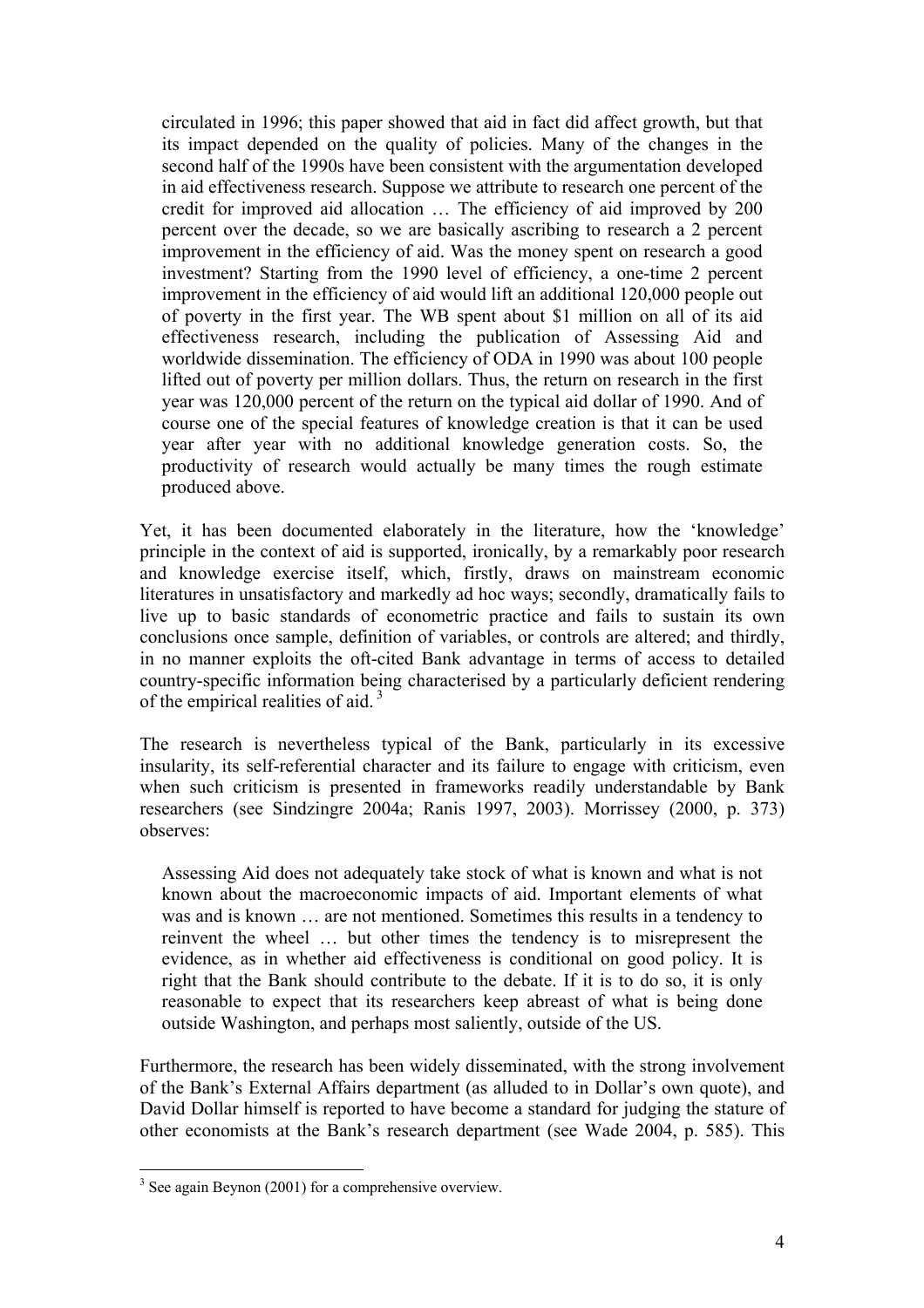> circulated in 1996; this paper showed that aid in fact did affect growth, but that its impact depended on the quality of policies. Many of the changes in the second half of the 1990s have been consistent with the argumentation developed in aid effectiveness research. Suppose we attribute to research one percent of the credit for improved aid allocation … The efficiency of aid improved by 200 percent over the decade, so we are basically ascribing to research a 2 percent improvement in the efficiency of aid. Was the money spent on research a good investment? Starting from the 1990 level of efficiency, a one-time 2 percent improvement in the efficiency of aid would lift an additional 120,000 people out of poverty in the first year. The WB spent about $1 million on all of its aid effectiveness research, including the publication of Assessing Aid and worldwide dissemination. The efficiency of ODA in 1990 was about 100 people lifted out of poverty per million dollars. Thus, the return on research in the first year was 120,000 percent of the return on the typical aid dollar of 1990. And of course one of the special features of knowledge creation is that it can be used year after year with no additional knowledge generation costs. So, the productivity of research would actually be many times the rough estimate produced above.

Yet, it has been documented elaborately in the literature, how the 'knowledge' principle in the context of aid is supported, ironically, by a remarkably poor research and knowledge exercise itself, which, firstly, draws on mainstream economic literatures in unsatisfactory and markedly ad hoc ways; secondly, dramatically fails to live up to basic standards of econometric practice and fails to sustain its own conclusions once sample, definition of variables, or controls are altered; and thirdly, in no manner exploits the oft-cited Bank advantage in terms of access to detailed country-specific information being characterised by a particularly deficient rendering of the empirical realities of aid. [3]

The research is nevertheless typical of the Bank, particularly in its excessive insularity, its self-referential character and its failure to engage with criticism, even when such criticism is presented in frameworks readily understandable by Bank researchers (see Sindzingre 2004a; Ranis 1997, 2003). Morrissey (2000, p. 373) observes:

> Assessing Aid does not adequately take stock of what is known and what is not known about the macroeconomic impacts of aid. Important elements of what was and is known … are not mentioned. Sometimes this results in a tendency to reinvent the wheel … but other times the tendency is to misrepresent the evidence, as in whether aid effectiveness is conditional on good policy. It is right that the Bank should contribute to the debate. If it is to do so, it is only reasonable to expect that its researchers keep abreast of what is being done outside Washington, and perhaps most saliently, outside of the US.

Furthermore, the research has been widely disseminated, with the strong involvement of the Bank's External Affairs department (as alluded to in Dollar's own quote), and David Dollar himself is reported to have become a standard for judging the stature of other economists at the Bank's research department (see Wade 2004, p. 585). This

---

[3] See again Beynon (2001) for a comprehensive overview.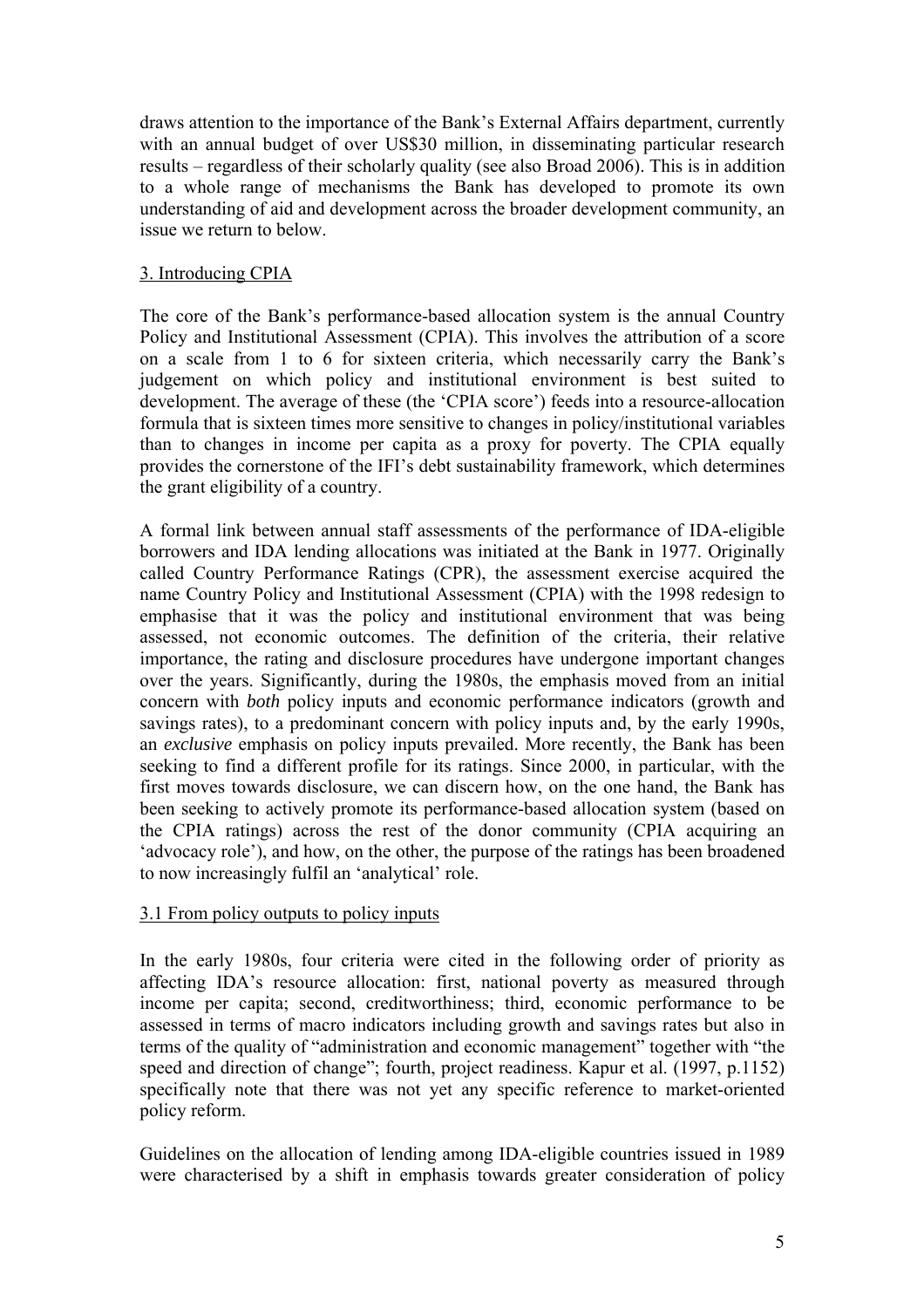draws attention to the importance of the Bank's External Affairs department, currently with an annual budget of over US$30 million, in disseminating particular research results – regardless of their scholarly quality (see also Broad 2006). This is in addition to a whole range of mechanisms the Bank has developed to promote its own understanding of aid and development across the broader development community, an issue we return to below.

## 3. Introducing CPIA

The core of the Bank's performance-based allocation system is the annual Country Policy and Institutional Assessment (CPIA). This involves the attribution of a score on a scale from 1 to 6 for sixteen criteria, which necessarily carry the Bank's judgement on which policy and institutional environment is best suited to development. The average of these (the 'CPIA score') feeds into a resource-allocation formula that is sixteen times more sensitive to changes in policy/institutional variables than to changes in income per capita as a proxy for poverty. The CPIA equally provides the cornerstone of the IFI's debt sustainability framework, which determines the grant eligibility of a country.

A formal link between annual staff assessments of the performance of IDA-eligible borrowers and IDA lending allocations was initiated at the Bank in 1977. Originally called Country Performance Ratings (CPR), the assessment exercise acquired the name Country Policy and Institutional Assessment (CPIA) with the 1998 redesign to emphasise that it was the policy and institutional environment that was being assessed, not economic outcomes. The definition of the criteria, their relative importance, the rating and disclosure procedures have undergone important changes over the years. Significantly, during the 1980s, the emphasis moved from an initial concern with *both* policy inputs and economic performance indicators (growth and savings rates), to a predominant concern with policy inputs and, by the early 1990s, an *exclusive* emphasis on policy inputs prevailed. More recently, the Bank has been seeking to find a different profile for its ratings. Since 2000, in particular, with the first moves towards disclosure, we can discern how, on the one hand, the Bank has been seeking to actively promote its performance-based allocation system (based on the CPIA ratings) across the rest of the donor community (CPIA acquiring an 'advocacy role'), and how, on the other, the purpose of the ratings has been broadened to now increasingly fulfil an 'analytical' role.

### 3.1 From policy outputs to policy inputs

In the early 1980s, four criteria were cited in the following order of priority as affecting IDA's resource allocation: first, national poverty as measured through income per capita; second, creditworthiness; third, economic performance to be assessed in terms of macro indicators including growth and savings rates but also in terms of the quality of "administration and economic management" together with "the speed and direction of change"; fourth, project readiness. Kapur et al. (1997, p.1152) specifically note that there was not yet any specific reference to market-oriented policy reform.

Guidelines on the allocation of lending among IDA-eligible countries issued in 1989 were characterised by a shift in emphasis towards greater consideration of policy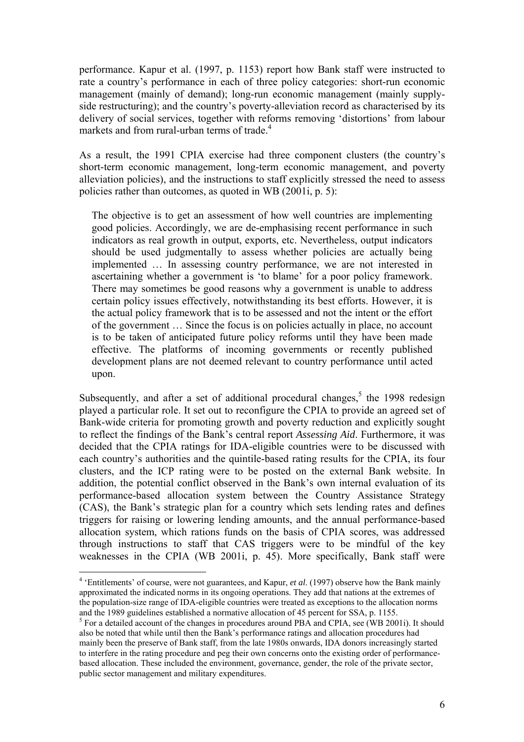performance. Kapur et al. (1997, p. 1153) report how Bank staff were instructed to rate a country's performance in each of three policy categories: short-run economic management (mainly of demand); long-run economic management (mainly supply-side restructuring); and the country's poverty-alleviation record as characterised by its delivery of social services, together with reforms removing 'distortions' from labour markets and from rural-urban terms of trade.[4]

As a result, the 1991 CPIA exercise had three component clusters (the country's short-term economic management, long-term economic management, and poverty alleviation policies), and the instructions to staff explicitly stressed the need to assess policies rather than outcomes, as quoted in WB (2001i, p. 5):

> The objective is to get an assessment of how well countries are implementing good policies. Accordingly, we are de-emphasising recent performance in such indicators as real growth in output, exports, etc. Nevertheless, output indicators should be used judgmentally to assess whether policies are actually being implemented … In assessing country performance, we are not interested in ascertaining whether a government is 'to blame' for a poor policy framework. There may sometimes be good reasons why a government is unable to address certain policy issues effectively, notwithstanding its best efforts. However, it is the actual policy framework that is to be assessed and not the intent or the effort of the government … Since the focus is on policies actually in place, no account is to be taken of anticipated future policy reforms until they have been made effective. The platforms of incoming governments or recently published development plans are not deemed relevant to country performance until acted upon.

Subsequently, and after a set of additional procedural changes,[5] the 1998 redesign played a particular role. It set out to reconfigure the CPIA to provide an agreed set of Bank-wide criteria for promoting growth and poverty reduction and explicitly sought to reflect the findings of the Bank's central report *Assessing Aid*. Furthermore, it was decided that the CPIA ratings for IDA-eligible countries were to be discussed with each country's authorities and the quintile-based rating results for the CPIA, its four clusters, and the ICP rating were to be posted on the external Bank website. In addition, the potential conflict observed in the Bank's own internal evaluation of its performance-based allocation system between the Country Assistance Strategy (CAS), the Bank's strategic plan for a country which sets lending rates and defines triggers for raising or lowering lending amounts, and the annual performance-based allocation system, which rations funds on the basis of CPIA scores, was addressed through instructions to staff that CAS triggers were to be mindful of the key weaknesses in the CPIA (WB 2001i, p. 45). More specifically, Bank staff were

---

[4] 'Entitlements' of course, were not guarantees, and Kapur, *et al*. (1997) observe how the Bank mainly approximated the indicated norms in its ongoing operations. They add that nations at the extremes of the population-size range of IDA-eligible countries were treated as exceptions to the allocation norms and the 1989 guidelines established a normative allocation of 45 percent for SSA, p. 1155.

[5] For a detailed account of the changes in procedures around PBA and CPIA, see (WB 2001i). It should also be noted that while until then the Bank's performance ratings and allocation procedures had mainly been the preserve of Bank staff, from the late 1980s onwards, IDA donors increasingly started to interfere in the rating procedure and peg their own concerns onto the existing order of performance-based allocation. These included the environment, governance, gender, the role of the private sector, public sector management and military expenditures.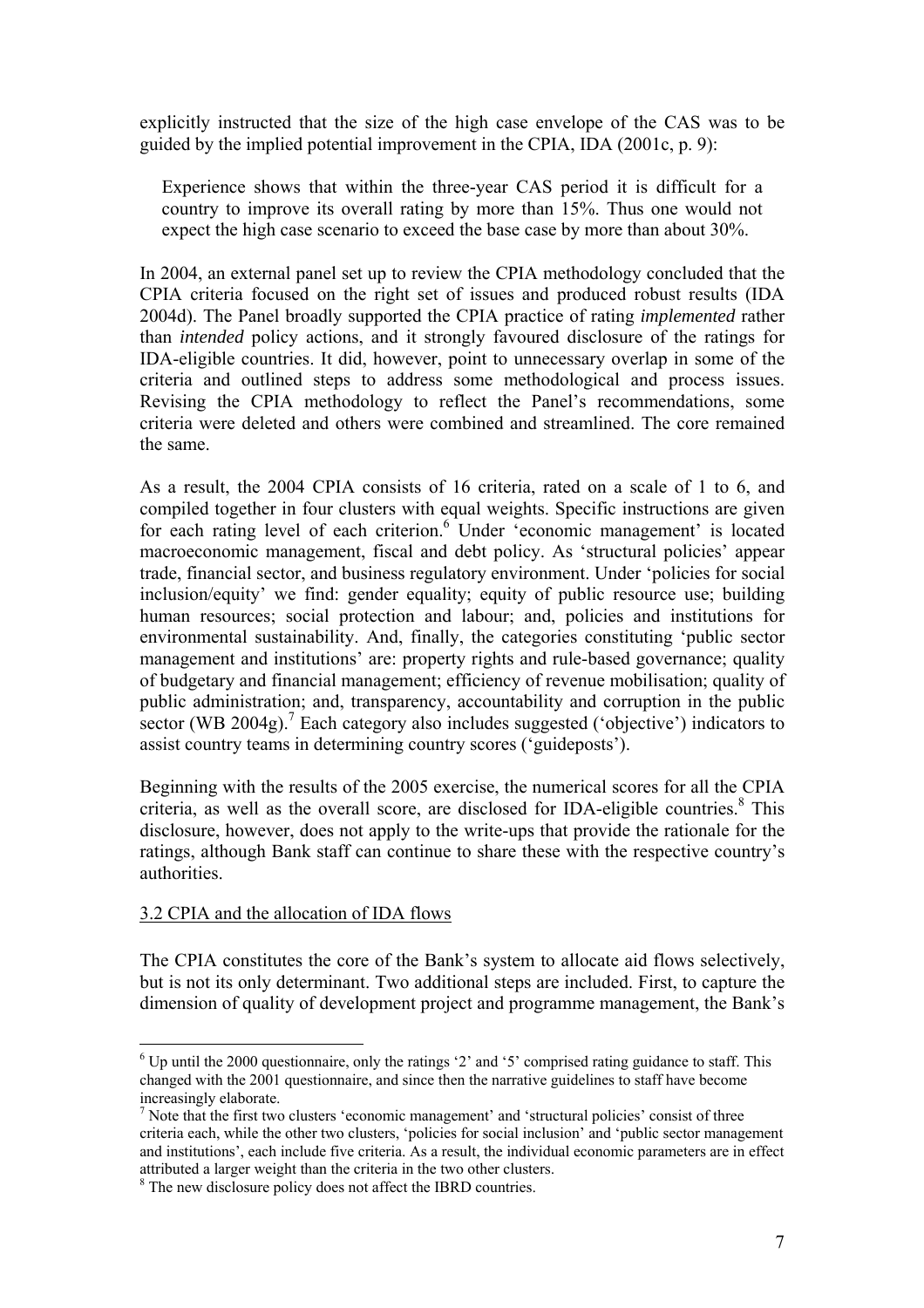explicitly instructed that the size of the high case envelope of the CAS was to be guided by the implied potential improvement in the CPIA, IDA (2001c, p. 9):

> Experience shows that within the three-year CAS period it is difficult for a country to improve its overall rating by more than 15%. Thus one would not expect the high case scenario to exceed the base case by more than about 30%.

In 2004, an external panel set up to review the CPIA methodology concluded that the CPIA criteria focused on the right set of issues and produced robust results (IDA 2004d). The Panel broadly supported the CPIA practice of rating *implemented* rather than *intended* policy actions, and it strongly favoured disclosure of the ratings for IDA-eligible countries. It did, however, point to unnecessary overlap in some of the criteria and outlined steps to address some methodological and process issues. Revising the CPIA methodology to reflect the Panel's recommendations, some criteria were deleted and others were combined and streamlined. The core remained the same.

As a result, the 2004 CPIA consists of 16 criteria, rated on a scale of 1 to 6, and compiled together in four clusters with equal weights. Specific instructions are given for each rating level of each criterion.[6] Under 'economic management' is located macroeconomic management, fiscal and debt policy. As 'structural policies' appear trade, financial sector, and business regulatory environment. Under 'policies for social inclusion/equity' we find: gender equality; equity of public resource use; building human resources; social protection and labour; and, policies and institutions for environmental sustainability. And, finally, the categories constituting 'public sector management and institutions' are: property rights and rule-based governance; quality of budgetary and financial management; efficiency of revenue mobilisation; quality of public administration; and, transparency, accountability and corruption in the public sector (WB 2004g).[7] Each category also includes suggested ('objective') indicators to assist country teams in determining country scores ('guideposts').

Beginning with the results of the 2005 exercise, the numerical scores for all the CPIA criteria, as well as the overall score, are disclosed for IDA-eligible countries.[8] This disclosure, however, does not apply to the write-ups that provide the rationale for the ratings, although Bank staff can continue to share these with the respective country's authorities.

### 3.2 CPIA and the allocation of IDA flows

The CPIA constitutes the core of the Bank's system to allocate aid flows selectively, but is not its only determinant. Two additional steps are included. First, to capture the dimension of quality of development project and programme management, the Bank's

---

[6] Up until the 2000 questionnaire, only the ratings '2' and '5' comprised rating guidance to staff. This changed with the 2001 questionnaire, and since then the narrative guidelines to staff have become increasingly elaborate.

[7] Note that the first two clusters 'economic management' and 'structural policies' consist of three criteria each, while the other two clusters, 'policies for social inclusion' and 'public sector management and institutions', each include five criteria. As a result, the individual economic parameters are in effect attributed a larger weight than the criteria in the two other clusters.

[8] The new disclosure policy does not affect the IBRD countries.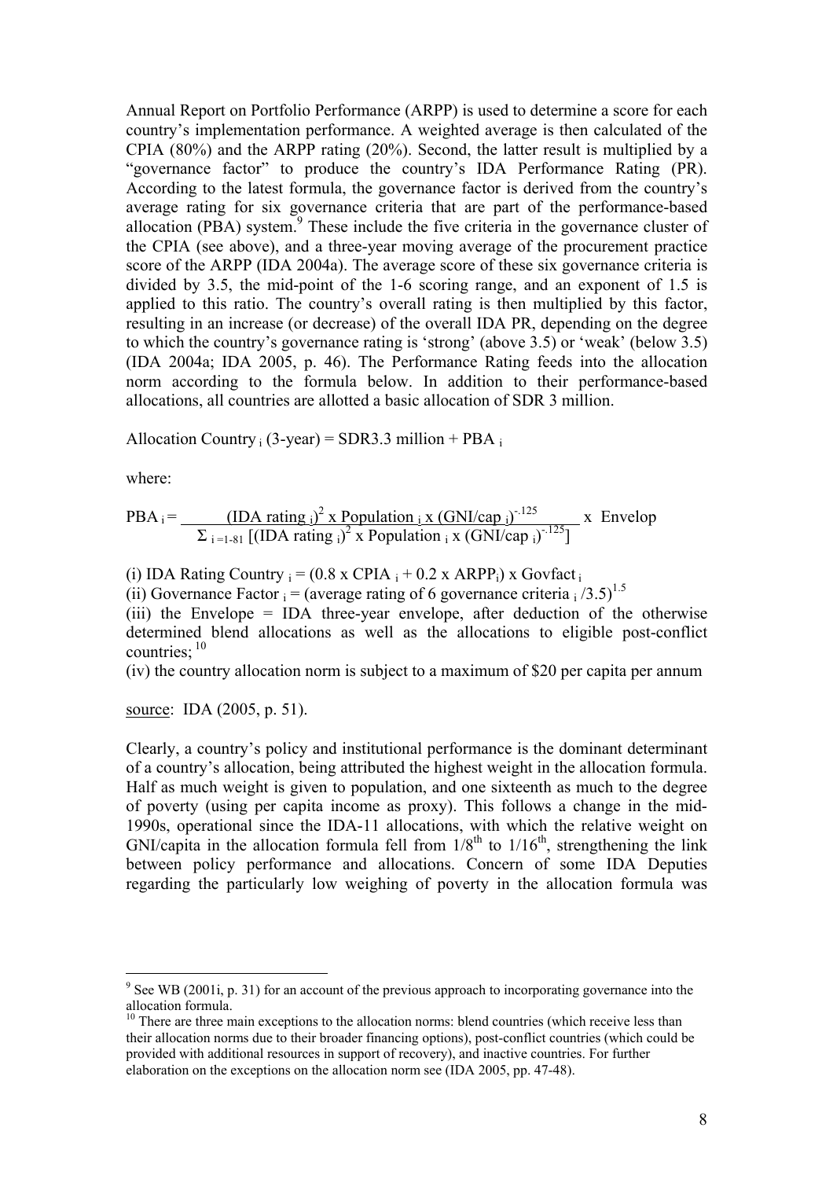Annual Report on Portfolio Performance (ARPP) is used to determine a score for each country's implementation performance. A weighted average is then calculated of the CPIA (80%) and the ARPP rating (20%). Second, the latter result is multiplied by a "governance factor" to produce the country's IDA Performance Rating (PR). According to the latest formula, the governance factor is derived from the country's average rating for six governance criteria that are part of the performance-based allocation (PBA) system.[9] These include the five criteria in the governance cluster of the CPIA (see above), and a three-year moving average of the procurement practice score of the ARPP (IDA 2004a). The average score of these six governance criteria is divided by 3.5, the mid-point of the 1-6 scoring range, and an exponent of 1.5 is applied to this ratio. The country's overall rating is then multiplied by this factor, resulting in an increase (or decrease) of the overall IDA PR, depending on the degree to which the country's governance rating is 'strong' (above 3.5) or 'weak' (below 3.5) (IDA 2004a; IDA 2005, p. 46). The Performance Rating feeds into the allocation norm according to the formula below. In addition to their performance-based allocations, all countries are allotted a basic allocation of SDR 3 million.

Allocation Country $_i$ (3-year) = SDR3.3 million + PBA $_i$

where:

$$PBA_i = \frac{(\text{IDA rating}_i)^2 \times \text{Population}_i \times (\text{GNI/cap}_i)^{-.125}}{\Sigma_{i=1\text{-}81}\left[(\text{IDA rating}_i)^2 \times \text{Population}_i \times (\text{GNI/cap}_i)^{-.125}\right]} \times \text{Envelop}$$

(i) IDA Rating Country $_i$ = (0.8 x CPIA $_i$ + 0.2 x ARPP$_i$) x Govfact $_i$

(ii) Governance Factor $_i$ = (average rating of 6 governance criteria $_i$ /3.5)$^{1.5}$

(iii) the Envelope = IDA three-year envelope, after deduction of the otherwise determined blend allocations as well as the allocations to eligible post-conflict countries; [10]

(iv) the country allocation norm is subject to a maximum of $20 per capita per annum

source: IDA (2005, p. 51).

Clearly, a country's policy and institutional performance is the dominant determinant of a country's allocation, being attributed the highest weight in the allocation formula. Half as much weight is given to population, and one sixteenth as much to the degree of poverty (using per capita income as proxy). This follows a change in the mid-1990s, operational since the IDA-11 allocations, with which the relative weight on GNI/capita in the allocation formula fell from $1/8^{th}$ to $1/16^{th}$, strengthening the link between policy performance and allocations. Concern of some IDA Deputies regarding the particularly low weighing of poverty in the allocation formula was

---

[9] See WB (2001i, p. 31) for an account of the previous approach to incorporating governance into the allocation formula.

[10] There are three main exceptions to the allocation norms: blend countries (which receive less than their allocation norms due to their broader financing options), post-conflict countries (which could be provided with additional resources in support of recovery), and inactive countries. For further elaboration on the exceptions on the allocation norm see (IDA 2005, pp. 47-48).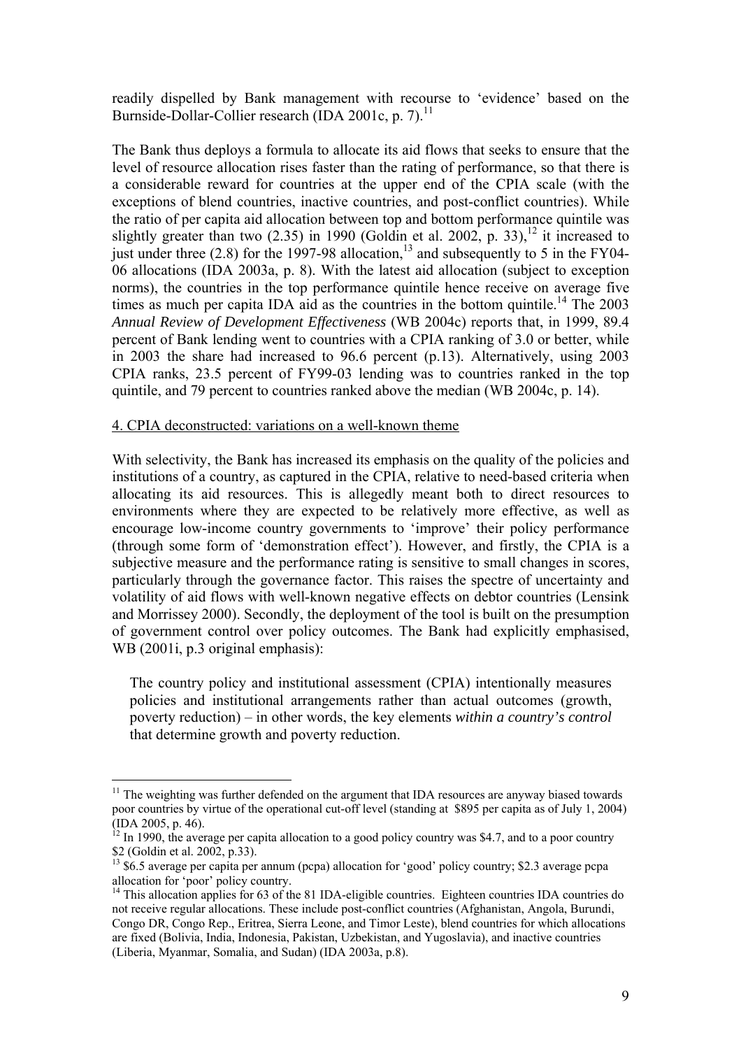readily dispelled by Bank management with recourse to 'evidence' based on the Burnside-Dollar-Collier research (IDA 2001c, p. 7).[11]

The Bank thus deploys a formula to allocate its aid flows that seeks to ensure that the level of resource allocation rises faster than the rating of performance, so that there is a considerable reward for countries at the upper end of the CPIA scale (with the exceptions of blend countries, inactive countries, and post-conflict countries). While the ratio of per capita aid allocation between top and bottom performance quintile was slightly greater than two (2.35) in 1990 (Goldin et al. 2002, p. 33),[12] it increased to just under three (2.8) for the 1997-98 allocation,[13] and subsequently to 5 in the FY04-06 allocations (IDA 2003a, p. 8). With the latest aid allocation (subject to exception norms), the countries in the top performance quintile hence receive on average five times as much per capita IDA aid as the countries in the bottom quintile.[14] The 2003 *Annual Review of Development Effectiveness* (WB 2004c) reports that, in 1999, 89.4 percent of Bank lending went to countries with a CPIA ranking of 3.0 or better, while in 2003 the share had increased to 96.6 percent (p.13). Alternatively, using 2003 CPIA ranks, 23.5 percent of FY99-03 lending was to countries ranked in the top quintile, and 79 percent to countries ranked above the median (WB 2004c, p. 14).

## 4. CPIA deconstructed: variations on a well-known theme

With selectivity, the Bank has increased its emphasis on the quality of the policies and institutions of a country, as captured in the CPIA, relative to need-based criteria when allocating its aid resources. This is allegedly meant both to direct resources to environments where they are expected to be relatively more effective, as well as encourage low-income country governments to 'improve' their policy performance (through some form of 'demonstration effect'). However, and firstly, the CPIA is a subjective measure and the performance rating is sensitive to small changes in scores, particularly through the governance factor. This raises the spectre of uncertainty and volatility of aid flows with well-known negative effects on debtor countries (Lensink and Morrissey 2000). Secondly, the deployment of the tool is built on the presumption of government control over policy outcomes. The Bank had explicitly emphasised, WB (2001i, p.3 original emphasis):

> The country policy and institutional assessment (CPIA) intentionally measures policies and institutional arrangements rather than actual outcomes (growth, poverty reduction) – in other words, the key elements *within a country's control* that determine growth and poverty reduction.

---

[11] The weighting was further defended on the argument that IDA resources are anyway biased towards poor countries by virtue of the operational cut-off level (standing at $895 per capita as of July 1, 2004) (IDA 2005, p. 46).

[12] In 1990, the average per capita allocation to a good policy country was $4.7, and to a poor country $2 (Goldin et al. 2002, p.33).

[13] $6.5 average per capita per annum (pcpa) allocation for 'good' policy country; $2.3 average pcpa allocation for 'poor' policy country.

[14] This allocation applies for 63 of the 81 IDA-eligible countries. Eighteen countries IDA countries do not receive regular allocations. These include post-conflict countries (Afghanistan, Angola, Burundi, Congo DR, Congo Rep., Eritrea, Sierra Leone, and Timor Leste), blend countries for which allocations are fixed (Bolivia, India, Indonesia, Pakistan, Uzbekistan, and Yugoslavia), and inactive countries (Liberia, Myanmar, Somalia, and Sudan) (IDA 2003a, p.8).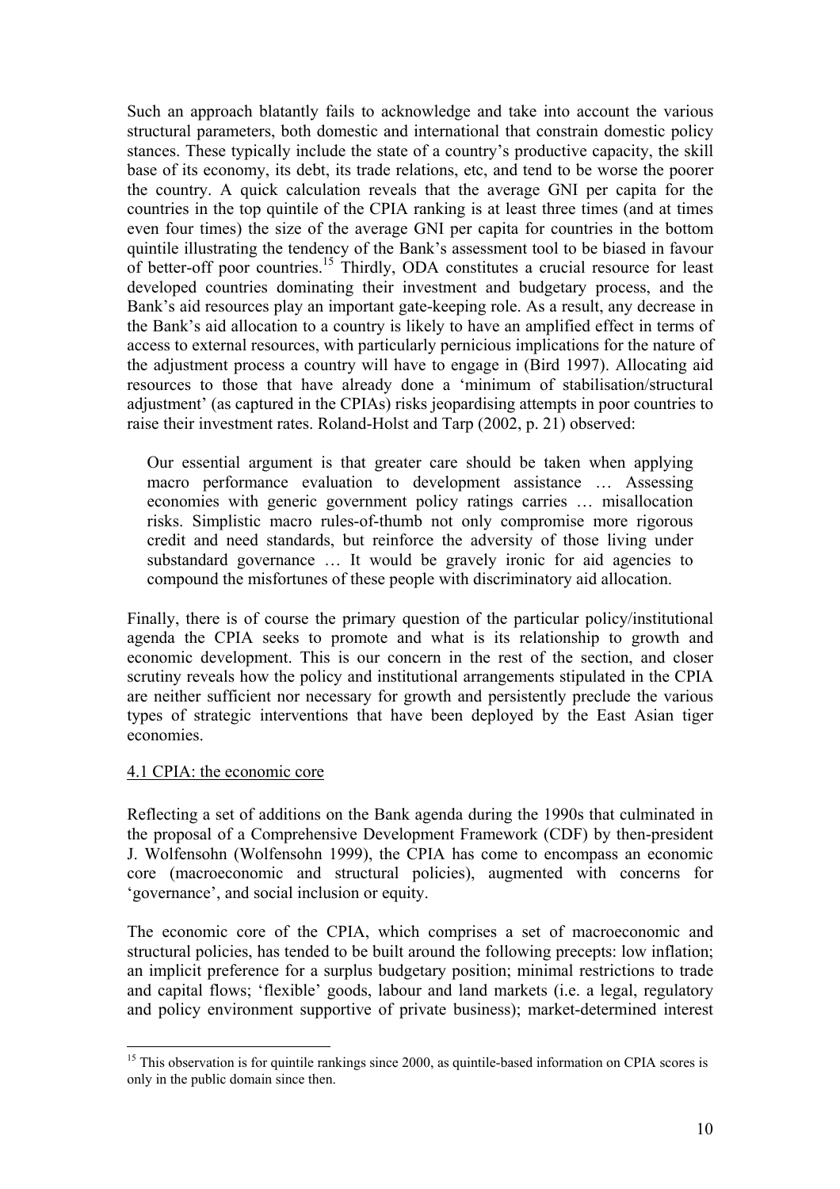Such an approach blatantly fails to acknowledge and take into account the various structural parameters, both domestic and international that constrain domestic policy stances. These typically include the state of a country's productive capacity, the skill base of its economy, its debt, its trade relations, etc, and tend to be worse the poorer the country. A quick calculation reveals that the average GNI per capita for the countries in the top quintile of the CPIA ranking is at least three times (and at times even four times) the size of the average GNI per capita for countries in the bottom quintile illustrating the tendency of the Bank's assessment tool to be biased in favour of better-off poor countries.[15] Thirdly, ODA constitutes a crucial resource for least developed countries dominating their investment and budgetary process, and the Bank's aid resources play an important gate-keeping role. As a result, any decrease in the Bank's aid allocation to a country is likely to have an amplified effect in terms of access to external resources, with particularly pernicious implications for the nature of the adjustment process a country will have to engage in (Bird 1997). Allocating aid resources to those that have already done a 'minimum of stabilisation/structural adjustment' (as captured in the CPIAs) risks jeopardising attempts in poor countries to raise their investment rates. Roland-Holst and Tarp (2002, p. 21) observed:

> Our essential argument is that greater care should be taken when applying macro performance evaluation to development assistance … Assessing economies with generic government policy ratings carries … misallocation risks. Simplistic macro rules-of-thumb not only compromise more rigorous credit and need standards, but reinforce the adversity of those living under substandard governance … It would be gravely ironic for aid agencies to compound the misfortunes of these people with discriminatory aid allocation.

Finally, there is of course the primary question of the particular policy/institutional agenda the CPIA seeks to promote and what is its relationship to growth and economic development. This is our concern in the rest of the section, and closer scrutiny reveals how the policy and institutional arrangements stipulated in the CPIA are neither sufficient nor necessary for growth and persistently preclude the various types of strategic interventions that have been deployed by the East Asian tiger economies.

### 4.1 CPIA: the economic core

Reflecting a set of additions on the Bank agenda during the 1990s that culminated in the proposal of a Comprehensive Development Framework (CDF) by then-president J. Wolfensohn (Wolfensohn 1999), the CPIA has come to encompass an economic core (macroeconomic and structural policies), augmented with concerns for 'governance', and social inclusion or equity.

The economic core of the CPIA, which comprises a set of macroeconomic and structural policies, has tended to be built around the following precepts: low inflation; an implicit preference for a surplus budgetary position; minimal restrictions to trade and capital flows; 'flexible' goods, labour and land markets (i.e. a legal, regulatory and policy environment supportive of private business); market-determined interest

---

[15] This observation is for quintile rankings since 2000, as quintile-based information on CPIA scores is only in the public domain since then.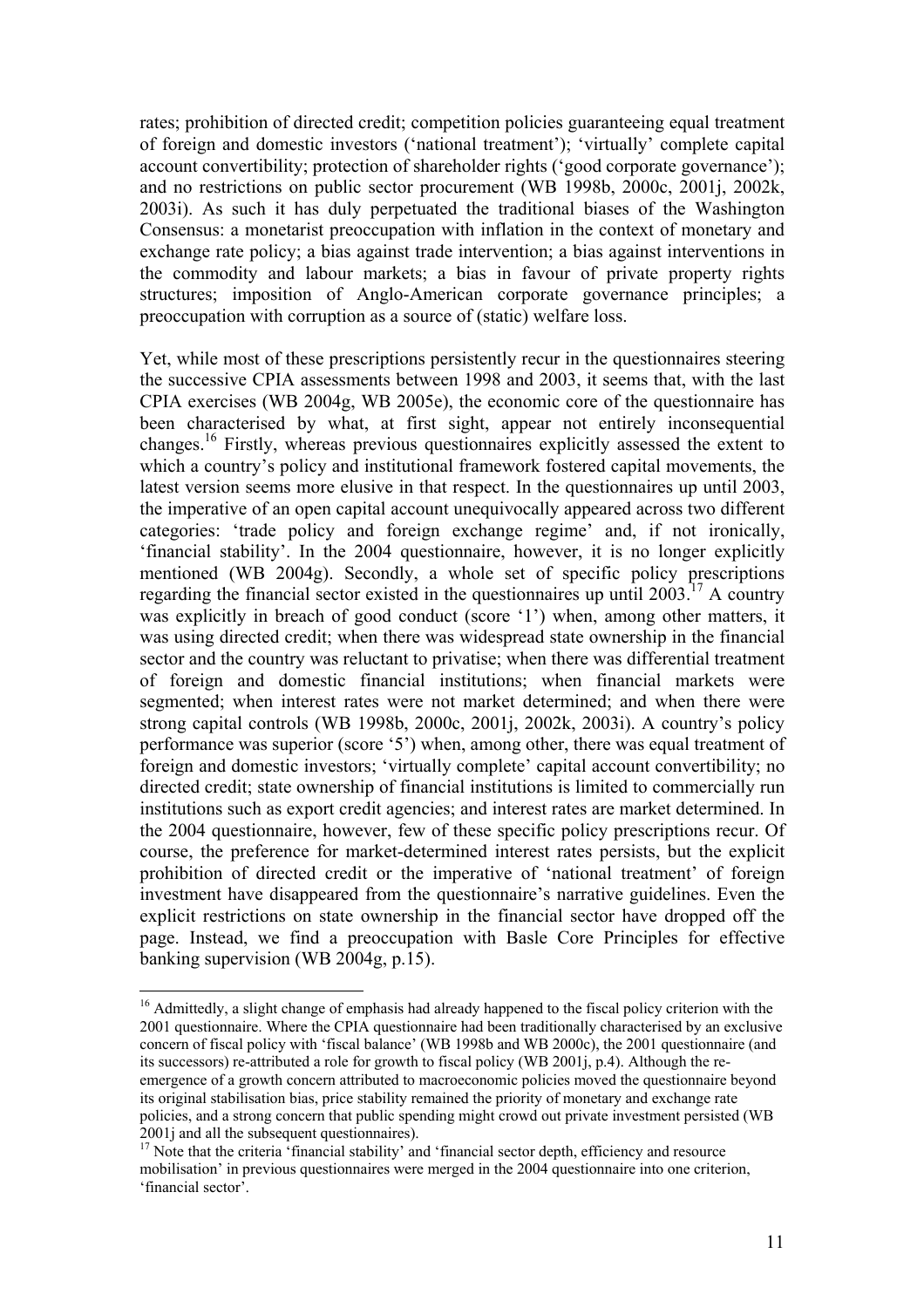rates; prohibition of directed credit; competition policies guaranteeing equal treatment of foreign and domestic investors ('national treatment'); 'virtually' complete capital account convertibility; protection of shareholder rights ('good corporate governance'); and no restrictions on public sector procurement (WB 1998b, 2000c, 2001j, 2002k, 2003i). As such it has duly perpetuated the traditional biases of the Washington Consensus: a monetarist preoccupation with inflation in the context of monetary and exchange rate policy; a bias against trade intervention; a bias against interventions in the commodity and labour markets; a bias in favour of private property rights structures; imposition of Anglo-American corporate governance principles; a preoccupation with corruption as a source of (static) welfare loss.

Yet, while most of these prescriptions persistently recur in the questionnaires steering the successive CPIA assessments between 1998 and 2003, it seems that, with the last CPIA exercises (WB 2004g, WB 2005e), the economic core of the questionnaire has been characterised by what, at first sight, appear not entirely inconsequential changes.[16] Firstly, whereas previous questionnaires explicitly assessed the extent to which a country's policy and institutional framework fostered capital movements, the latest version seems more elusive in that respect. In the questionnaires up until 2003, the imperative of an open capital account unequivocally appeared across two different categories: 'trade policy and foreign exchange regime' and, if not ironically, 'financial stability'. In the 2004 questionnaire, however, it is no longer explicitly mentioned (WB 2004g). Secondly, a whole set of specific policy prescriptions regarding the financial sector existed in the questionnaires up until 2003.[17] A country was explicitly in breach of good conduct (score '1') when, among other matters, it was using directed credit; when there was widespread state ownership in the financial sector and the country was reluctant to privatise; when there was differential treatment of foreign and domestic financial institutions; when financial markets were segmented; when interest rates were not market determined; and when there were strong capital controls (WB 1998b, 2000c, 2001j, 2002k, 2003i). A country's policy performance was superior (score '5') when, among other, there was equal treatment of foreign and domestic investors; 'virtually complete' capital account convertibility; no directed credit; state ownership of financial institutions is limited to commercially run institutions such as export credit agencies; and interest rates are market determined. In the 2004 questionnaire, however, few of these specific policy prescriptions recur. Of course, the preference for market-determined interest rates persists, but the explicit prohibition of directed credit or the imperative of 'national treatment' of foreign investment have disappeared from the questionnaire's narrative guidelines. Even the explicit restrictions on state ownership in the financial sector have dropped off the page. Instead, we find a preoccupation with Basle Core Principles for effective banking supervision (WB 2004g, p.15).

---

[16] Admittedly, a slight change of emphasis had already happened to the fiscal policy criterion with the 2001 questionnaire. Where the CPIA questionnaire had been traditionally characterised by an exclusive concern of fiscal policy with 'fiscal balance' (WB 1998b and WB 2000c), the 2001 questionnaire (and its successors) re-attributed a role for growth to fiscal policy (WB 2001j, p.4). Although the re-emergence of a growth concern attributed to macroeconomic policies moved the questionnaire beyond its original stabilisation bias, price stability remained the priority of monetary and exchange rate policies, and a strong concern that public spending might crowd out private investment persisted (WB 2001j and all the subsequent questionnaires).

[17] Note that the criteria 'financial stability' and 'financial sector depth, efficiency and resource mobilisation' in previous questionnaires were merged in the 2004 questionnaire into one criterion, 'financial sector'.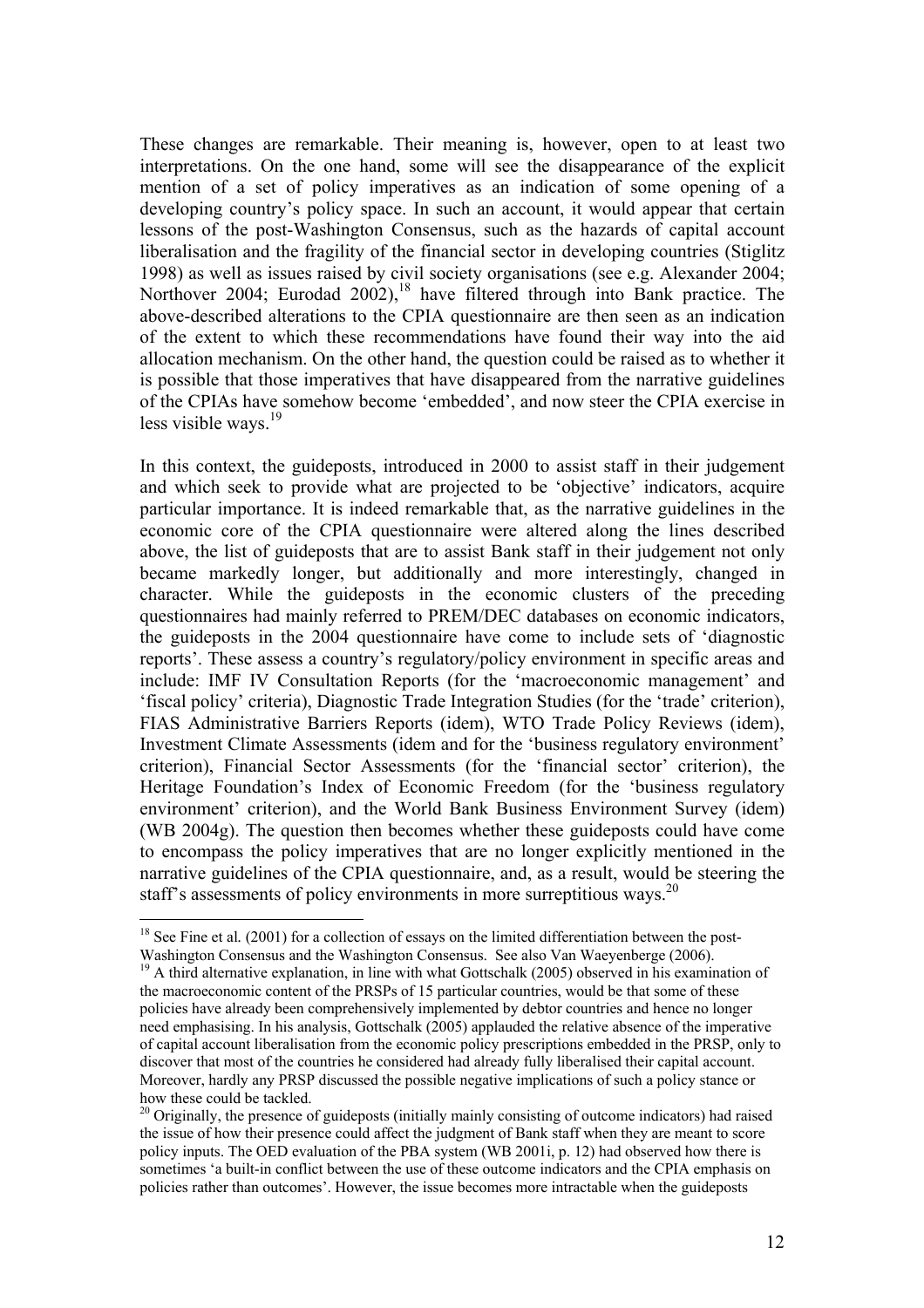These changes are remarkable. Their meaning is, however, open to at least two interpretations. On the one hand, some will see the disappearance of the explicit mention of a set of policy imperatives as an indication of some opening of a developing country's policy space. In such an account, it would appear that certain lessons of the post-Washington Consensus, such as the hazards of capital account liberalisation and the fragility of the financial sector in developing countries (Stiglitz 1998) as well as issues raised by civil society organisations (see e.g. Alexander 2004; Northover 2004; Eurodad 2002),[18] have filtered through into Bank practice. The above-described alterations to the CPIA questionnaire are then seen as an indication of the extent to which these recommendations have found their way into the aid allocation mechanism. On the other hand, the question could be raised as to whether it is possible that those imperatives that have disappeared from the narrative guidelines of the CPIAs have somehow become 'embedded', and now steer the CPIA exercise in less visible ways.[19]

In this context, the guideposts, introduced in 2000 to assist staff in their judgement and which seek to provide what are projected to be 'objective' indicators, acquire particular importance. It is indeed remarkable that, as the narrative guidelines in the economic core of the CPIA questionnaire were altered along the lines described above, the list of guideposts that are to assist Bank staff in their judgement not only became markedly longer, but additionally and more interestingly, changed in character. While the guideposts in the economic clusters of the preceding questionnaires had mainly referred to PREM/DEC databases on economic indicators, the guideposts in the 2004 questionnaire have come to include sets of 'diagnostic reports'. These assess a country's regulatory/policy environment in specific areas and include: IMF IV Consultation Reports (for the 'macroeconomic management' and 'fiscal policy' criteria), Diagnostic Trade Integration Studies (for the 'trade' criterion), FIAS Administrative Barriers Reports (idem), WTO Trade Policy Reviews (idem), Investment Climate Assessments (idem and for the 'business regulatory environment' criterion), Financial Sector Assessments (for the 'financial sector' criterion), the Heritage Foundation's Index of Economic Freedom (for the 'business regulatory environment' criterion), and the World Bank Business Environment Survey (idem) (WB 2004g). The question then becomes whether these guideposts could have come to encompass the policy imperatives that are no longer explicitly mentioned in the narrative guidelines of the CPIA questionnaire, and, as a result, would be steering the staff's assessments of policy environments in more surreptitious ways.[20]

---

[18] See Fine et al. (2001) for a collection of essays on the limited differentiation between the post-Washington Consensus and the Washington Consensus. See also Van Waeyenberge (2006).

[19] A third alternative explanation, in line with what Gottschalk (2005) observed in his examination of the macroeconomic content of the PRSPs of 15 particular countries, would be that some of these policies have already been comprehensively implemented by debtor countries and hence no longer need emphasising. In his analysis, Gottschalk (2005) applauded the relative absence of the imperative of capital account liberalisation from the economic policy prescriptions embedded in the PRSP, only to discover that most of the countries he considered had already fully liberalised their capital account. Moreover, hardly any PRSP discussed the possible negative implications of such a policy stance or how these could be tackled.

[20] Originally, the presence of guideposts (initially mainly consisting of outcome indicators) had raised the issue of how their presence could affect the judgment of Bank staff when they are meant to score policy inputs. The OED evaluation of the PBA system (WB 2001i, p. 12) had observed how there is sometimes 'a built-in conflict between the use of these outcome indicators and the CPIA emphasis on policies rather than outcomes'. However, the issue becomes more intractable when the guideposts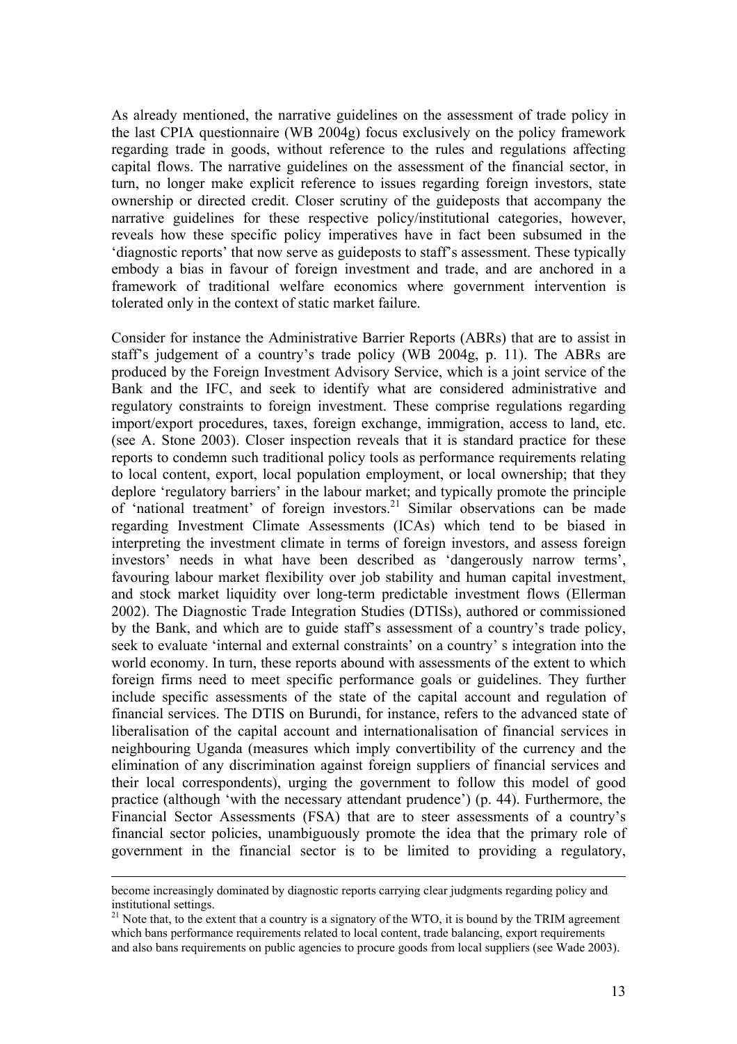As already mentioned, the narrative guidelines on the assessment of trade policy in the last CPIA questionnaire (WB 2004g) focus exclusively on the policy framework regarding trade in goods, without reference to the rules and regulations affecting capital flows. The narrative guidelines on the assessment of the financial sector, in turn, no longer make explicit reference to issues regarding foreign investors, state ownership or directed credit. Closer scrutiny of the guideposts that accompany the narrative guidelines for these respective policy/institutional categories, however, reveals how these specific policy imperatives have in fact been subsumed in the 'diagnostic reports' that now serve as guideposts to staff's assessment. These typically embody a bias in favour of foreign investment and trade, and are anchored in a framework of traditional welfare economics where government intervention is tolerated only in the context of static market failure.

Consider for instance the Administrative Barrier Reports (ABRs) that are to assist in staff's judgement of a country's trade policy (WB 2004g, p. 11). The ABRs are produced by the Foreign Investment Advisory Service, which is a joint service of the Bank and the IFC, and seek to identify what are considered administrative and regulatory constraints to foreign investment. These comprise regulations regarding import/export procedures, taxes, foreign exchange, immigration, access to land, etc. (see A. Stone 2003). Closer inspection reveals that it is standard practice for these reports to condemn such traditional policy tools as performance requirements relating to local content, export, local population employment, or local ownership; that they deplore 'regulatory barriers' in the labour market; and typically promote the principle of 'national treatment' of foreign investors.[21] Similar observations can be made regarding Investment Climate Assessments (ICAs) which tend to be biased in interpreting the investment climate in terms of foreign investors, and assess foreign investors' needs in what have been described as 'dangerously narrow terms', favouring labour market flexibility over job stability and human capital investment, and stock market liquidity over long-term predictable investment flows (Ellerman 2002). The Diagnostic Trade Integration Studies (DTISs), authored or commissioned by the Bank, and which are to guide staff's assessment of a country's trade policy, seek to evaluate 'internal and external constraints' on a country' s integration into the world economy. In turn, these reports abound with assessments of the extent to which foreign firms need to meet specific performance goals or guidelines. They further include specific assessments of the state of the capital account and regulation of financial services. The DTIS on Burundi, for instance, refers to the advanced state of liberalisation of the capital account and internationalisation of financial services in neighbouring Uganda (measures which imply convertibility of the currency and the elimination of any discrimination against foreign suppliers of financial services and their local correspondents), urging the government to follow this model of good practice (although 'with the necessary attendant prudence') (p. 44). Furthermore, the Financial Sector Assessments (FSA) that are to steer assessments of a country's financial sector policies, unambiguously promote the idea that the primary role of government in the financial sector is to be limited to providing a regulatory,

---

become increasingly dominated by diagnostic reports carrying clear judgments regarding policy and institutional settings.

[21] Note that, to the extent that a country is a signatory of the WTO, it is bound by the TRIM agreement which bans performance requirements related to local content, trade balancing, export requirements and also bans requirements on public agencies to procure goods from local suppliers (see Wade 2003).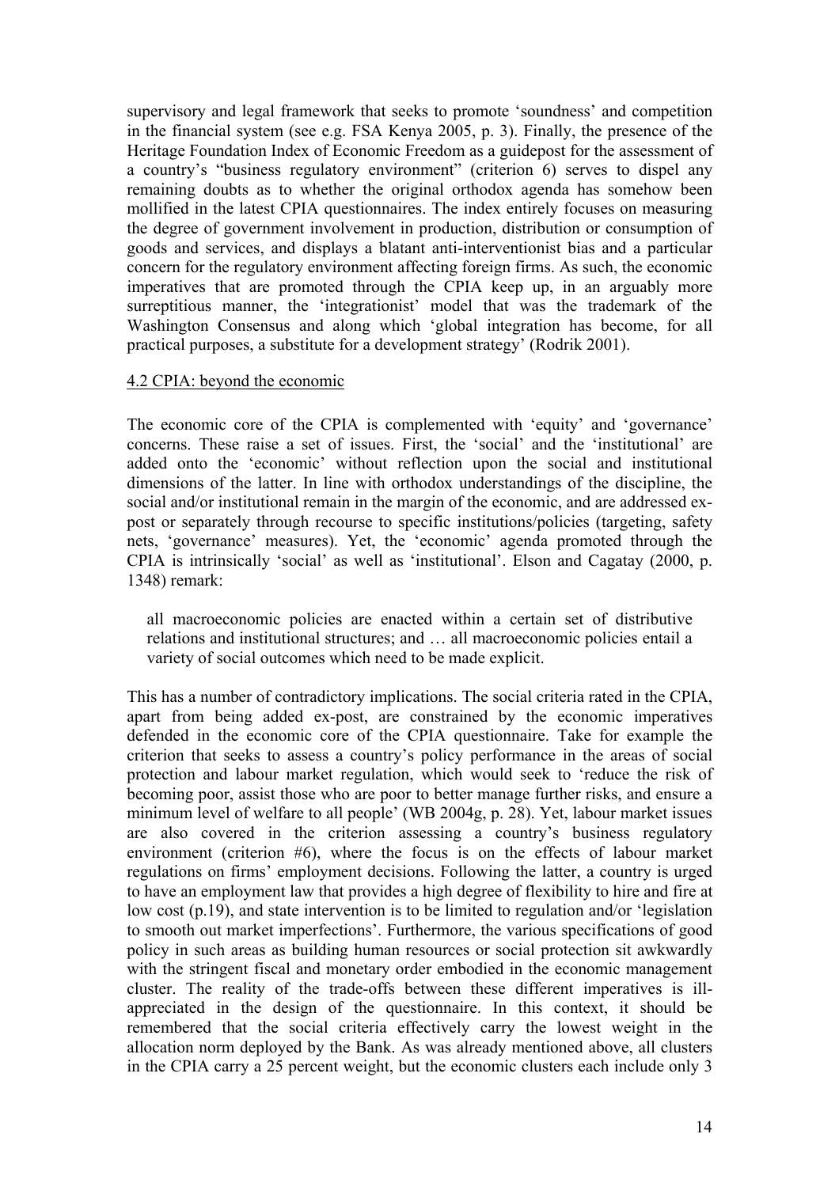supervisory and legal framework that seeks to promote 'soundness' and competition in the financial system (see e.g. FSA Kenya 2005, p. 3). Finally, the presence of the Heritage Foundation Index of Economic Freedom as a guidepost for the assessment of a country's "business regulatory environment" (criterion 6) serves to dispel any remaining doubts as to whether the original orthodox agenda has somehow been mollified in the latest CPIA questionnaires. The index entirely focuses on measuring the degree of government involvement in production, distribution or consumption of goods and services, and displays a blatant anti-interventionist bias and a particular concern for the regulatory environment affecting foreign firms. As such, the economic imperatives that are promoted through the CPIA keep up, in an arguably more surreptitious manner, the 'integrationist' model that was the trademark of the Washington Consensus and along which 'global integration has become, for all practical purposes, a substitute for a development strategy' (Rodrik 2001).

### 4.2 CPIA: beyond the economic

The economic core of the CPIA is complemented with 'equity' and 'governance' concerns. These raise a set of issues. First, the 'social' and the 'institutional' are added onto the 'economic' without reflection upon the social and institutional dimensions of the latter. In line with orthodox understandings of the discipline, the social and/or institutional remain in the margin of the economic, and are addressed ex-post or separately through recourse to specific institutions/policies (targeting, safety nets, 'governance' measures). Yet, the 'economic' agenda promoted through the CPIA is intrinsically 'social' as well as 'institutional'. Elson and Cagatay (2000, p. 1348) remark:

> all macroeconomic policies are enacted within a certain set of distributive relations and institutional structures; and … all macroeconomic policies entail a variety of social outcomes which need to be made explicit.

This has a number of contradictory implications. The social criteria rated in the CPIA, apart from being added ex-post, are constrained by the economic imperatives defended in the economic core of the CPIA questionnaire. Take for example the criterion that seeks to assess a country's policy performance in the areas of social protection and labour market regulation, which would seek to 'reduce the risk of becoming poor, assist those who are poor to better manage further risks, and ensure a minimum level of welfare to all people' (WB 2004g, p. 28). Yet, labour market issues are also covered in the criterion assessing a country's business regulatory environment (criterion #6), where the focus is on the effects of labour market regulations on firms' employment decisions. Following the latter, a country is urged to have an employment law that provides a high degree of flexibility to hire and fire at low cost (p.19), and state intervention is to be limited to regulation and/or 'legislation to smooth out market imperfections'. Furthermore, the various specifications of good policy in such areas as building human resources or social protection sit awkwardly with the stringent fiscal and monetary order embodied in the economic management cluster. The reality of the trade-offs between these different imperatives is ill-appreciated in the design of the questionnaire. In this context, it should be remembered that the social criteria effectively carry the lowest weight in the allocation norm deployed by the Bank. As was already mentioned above, all clusters in the CPIA carry a 25 percent weight, but the economic clusters each include only 3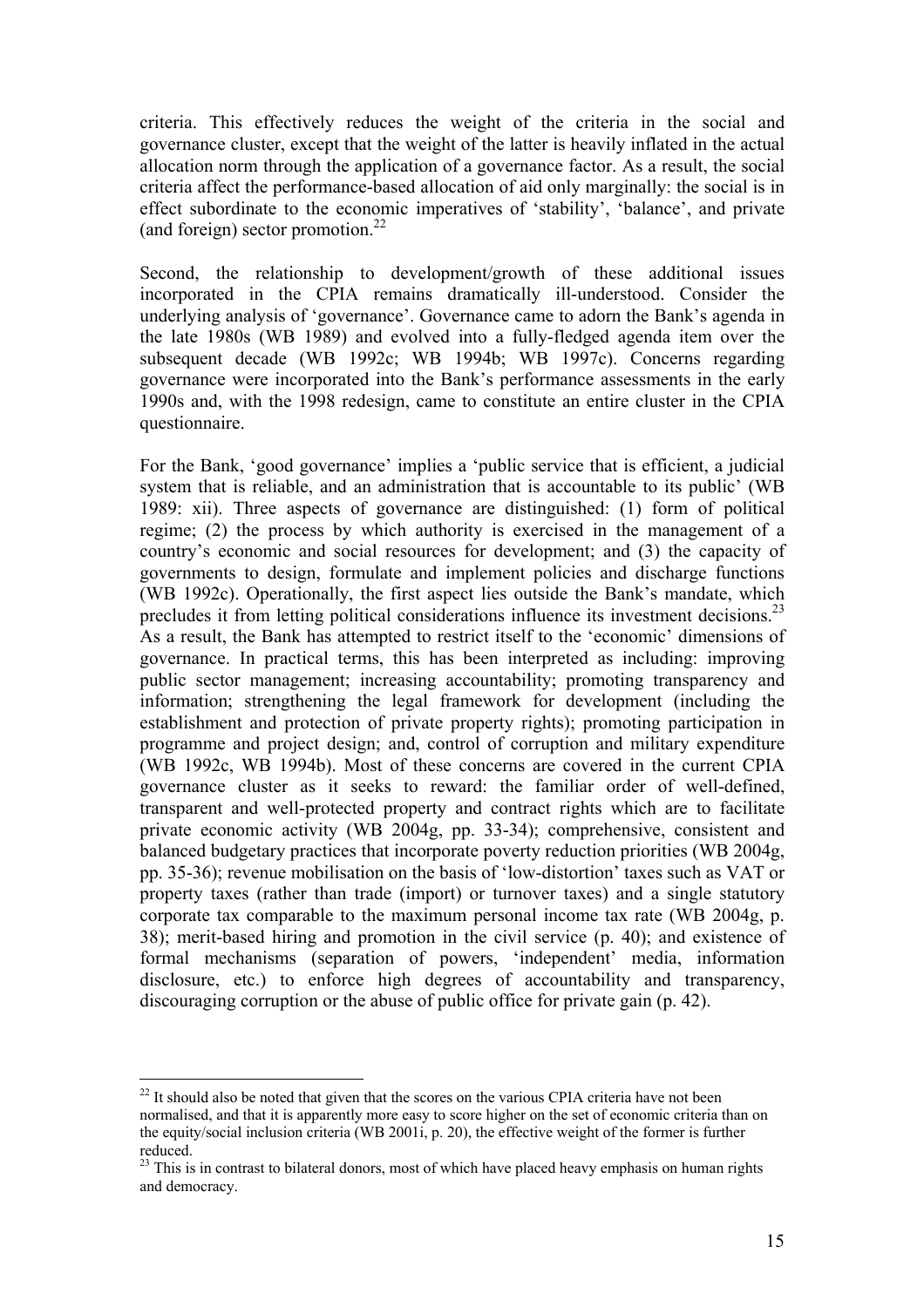criteria. This effectively reduces the weight of the criteria in the social and governance cluster, except that the weight of the latter is heavily inflated in the actual allocation norm through the application of a governance factor. As a result, the social criteria affect the performance-based allocation of aid only marginally: the social is in effect subordinate to the economic imperatives of 'stability', 'balance', and private (and foreign) sector promotion.[22]

Second, the relationship to development/growth of these additional issues incorporated in the CPIA remains dramatically ill-understood. Consider the underlying analysis of 'governance'. Governance came to adorn the Bank's agenda in the late 1980s (WB 1989) and evolved into a fully-fledged agenda item over the subsequent decade (WB 1992c; WB 1994b; WB 1997c). Concerns regarding governance were incorporated into the Bank's performance assessments in the early 1990s and, with the 1998 redesign, came to constitute an entire cluster in the CPIA questionnaire.

For the Bank, 'good governance' implies a 'public service that is efficient, a judicial system that is reliable, and an administration that is accountable to its public' (WB 1989: xii). Three aspects of governance are distinguished: (1) form of political regime; (2) the process by which authority is exercised in the management of a country's economic and social resources for development; and (3) the capacity of governments to design, formulate and implement policies and discharge functions (WB 1992c). Operationally, the first aspect lies outside the Bank's mandate, which precludes it from letting political considerations influence its investment decisions.[23] As a result, the Bank has attempted to restrict itself to the 'economic' dimensions of governance. In practical terms, this has been interpreted as including: improving public sector management; increasing accountability; promoting transparency and information; strengthening the legal framework for development (including the establishment and protection of private property rights); promoting participation in programme and project design; and, control of corruption and military expenditure (WB 1992c, WB 1994b). Most of these concerns are covered in the current CPIA governance cluster as it seeks to reward: the familiar order of well-defined, transparent and well-protected property and contract rights which are to facilitate private economic activity (WB 2004g, pp. 33-34); comprehensive, consistent and balanced budgetary practices that incorporate poverty reduction priorities (WB 2004g, pp. 35-36); revenue mobilisation on the basis of 'low-distortion' taxes such as VAT or property taxes (rather than trade (import) or turnover taxes) and a single statutory corporate tax comparable to the maximum personal income tax rate (WB 2004g, p. 38); merit-based hiring and promotion in the civil service (p. 40); and existence of formal mechanisms (separation of powers, 'independent' media, information disclosure, etc.) to enforce high degrees of accountability and transparency, discouraging corruption or the abuse of public office for private gain (p. 42).

---

[22] It should also be noted that given that the scores on the various CPIA criteria have not been normalised, and that it is apparently more easy to score higher on the set of economic criteria than on the equity/social inclusion criteria (WB 2001i, p. 20), the effective weight of the former is further reduced.

[23] This is in contrast to bilateral donors, most of which have placed heavy emphasis on human rights and democracy.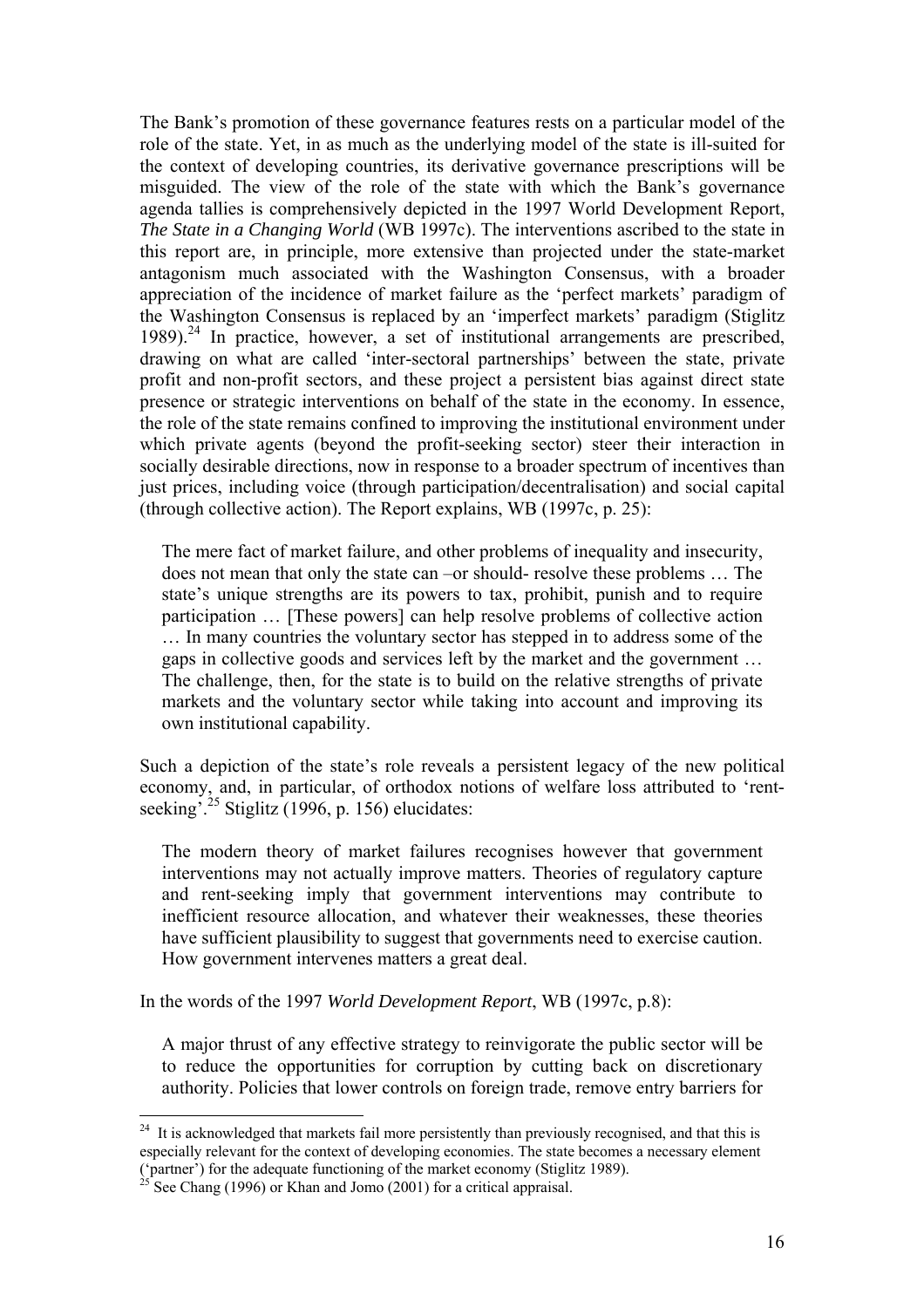The Bank's promotion of these governance features rests on a particular model of the role of the state. Yet, in as much as the underlying model of the state is ill-suited for the context of developing countries, its derivative governance prescriptions will be misguided. The view of the role of the state with which the Bank's governance agenda tallies is comprehensively depicted in the 1997 World Development Report, *The State in a Changing World* (WB 1997c). The interventions ascribed to the state in this report are, in principle, more extensive than projected under the state-market antagonism much associated with the Washington Consensus, with a broader appreciation of the incidence of market failure as the 'perfect markets' paradigm of the Washington Consensus is replaced by an 'imperfect markets' paradigm (Stiglitz 1989).[24] In practice, however, a set of institutional arrangements are prescribed, drawing on what are called 'inter-sectoral partnerships' between the state, private profit and non-profit sectors, and these project a persistent bias against direct state presence or strategic interventions on behalf of the state in the economy. In essence, the role of the state remains confined to improving the institutional environment under which private agents (beyond the profit-seeking sector) steer their interaction in socially desirable directions, now in response to a broader spectrum of incentives than just prices, including voice (through participation/decentralisation) and social capital (through collective action). The Report explains, WB (1997c, p. 25):

> The mere fact of market failure, and other problems of inequality and insecurity, does not mean that only the state can –or should- resolve these problems … The state's unique strengths are its powers to tax, prohibit, punish and to require participation … [These powers] can help resolve problems of collective action … In many countries the voluntary sector has stepped in to address some of the gaps in collective goods and services left by the market and the government … The challenge, then, for the state is to build on the relative strengths of private markets and the voluntary sector while taking into account and improving its own institutional capability.

Such a depiction of the state's role reveals a persistent legacy of the new political economy, and, in particular, of orthodox notions of welfare loss attributed to 'rent-seeking'.[25] Stiglitz (1996, p. 156) elucidates:

> The modern theory of market failures recognises however that government interventions may not actually improve matters. Theories of regulatory capture and rent-seeking imply that government interventions may contribute to inefficient resource allocation, and whatever their weaknesses, these theories have sufficient plausibility to suggest that governments need to exercise caution. How government intervenes matters a great deal.

In the words of the 1997 *World Development Report*, WB (1997c, p.8):

> A major thrust of any effective strategy to reinvigorate the public sector will be to reduce the opportunities for corruption by cutting back on discretionary authority. Policies that lower controls on foreign trade, remove entry barriers for

---

[24] It is acknowledged that markets fail more persistently than previously recognised, and that this is especially relevant for the context of developing economies. The state becomes a necessary element ('partner') for the adequate functioning of the market economy (Stiglitz 1989).

[25] See Chang (1996) or Khan and Jomo (2001) for a critical appraisal.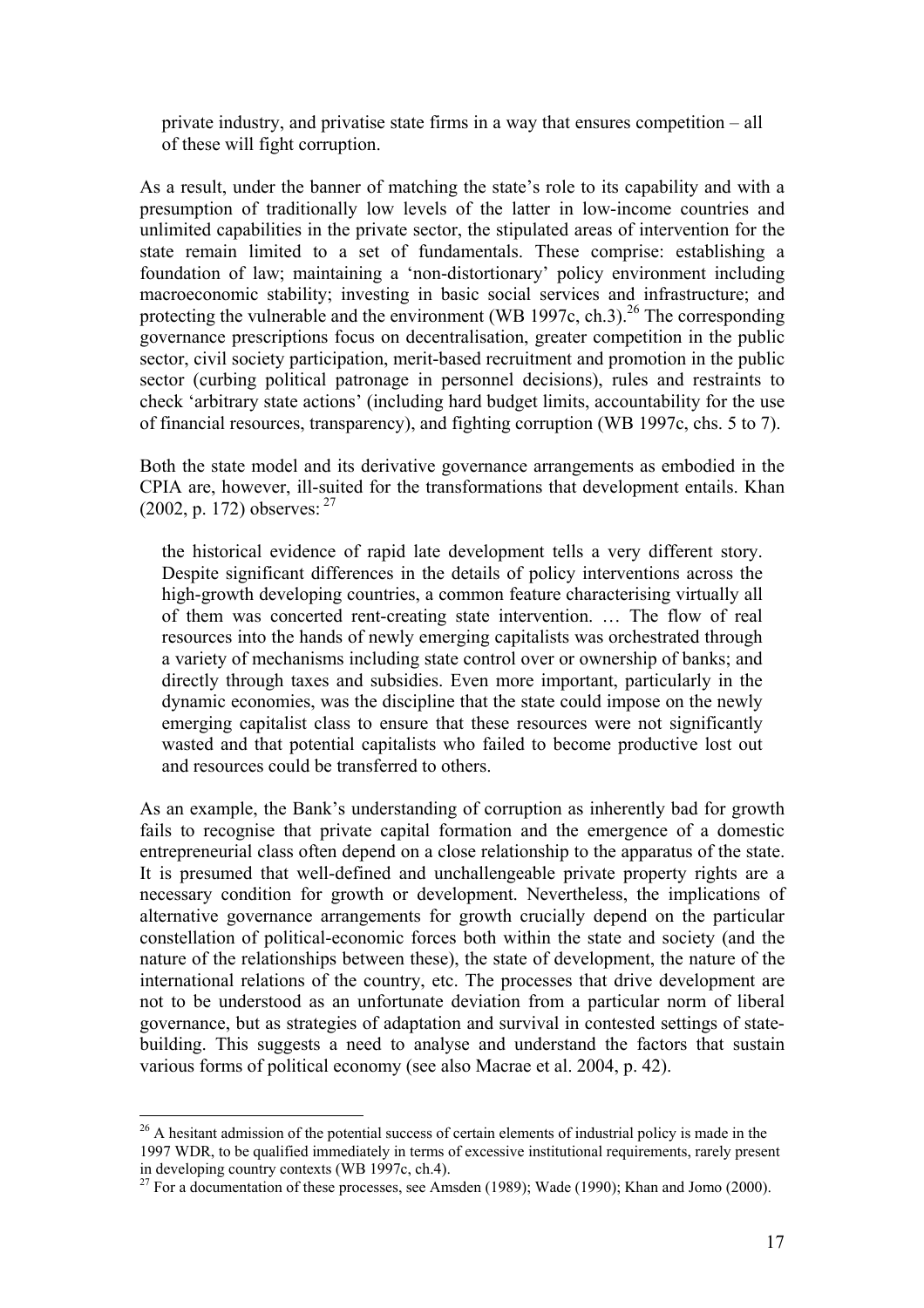> private industry, and privatise state firms in a way that ensures competition – all of these will fight corruption.

As a result, under the banner of matching the state's role to its capability and with a presumption of traditionally low levels of the latter in low-income countries and unlimited capabilities in the private sector, the stipulated areas of intervention for the state remain limited to a set of fundamentals. These comprise: establishing a foundation of law; maintaining a 'non-distortionary' policy environment including macroeconomic stability; investing in basic social services and infrastructure; and protecting the vulnerable and the environment (WB 1997c, ch.3).[26] The corresponding governance prescriptions focus on decentralisation, greater competition in the public sector, civil society participation, merit-based recruitment and promotion in the public sector (curbing political patronage in personnel decisions), rules and restraints to check 'arbitrary state actions' (including hard budget limits, accountability for the use of financial resources, transparency), and fighting corruption (WB 1997c, chs. 5 to 7).

Both the state model and its derivative governance arrangements as embodied in the CPIA are, however, ill-suited for the transformations that development entails. Khan (2002, p. 172) observes: [27]

> the historical evidence of rapid late development tells a very different story. Despite significant differences in the details of policy interventions across the high-growth developing countries, a common feature characterising virtually all of them was concerted rent-creating state intervention. … The flow of real resources into the hands of newly emerging capitalists was orchestrated through a variety of mechanisms including state control over or ownership of banks; and directly through taxes and subsidies. Even more important, particularly in the dynamic economies, was the discipline that the state could impose on the newly emerging capitalist class to ensure that these resources were not significantly wasted and that potential capitalists who failed to become productive lost out and resources could be transferred to others.

As an example, the Bank's understanding of corruption as inherently bad for growth fails to recognise that private capital formation and the emergence of a domestic entrepreneurial class often depend on a close relationship to the apparatus of the state. It is presumed that well-defined and unchallengeable private property rights are a necessary condition for growth or development. Nevertheless, the implications of alternative governance arrangements for growth crucially depend on the particular constellation of political-economic forces both within the state and society (and the nature of the relationships between these), the state of development, the nature of the international relations of the country, etc. The processes that drive development are not to be understood as an unfortunate deviation from a particular norm of liberal governance, but as strategies of adaptation and survival in contested settings of state-building. This suggests a need to analyse and understand the factors that sustain various forms of political economy (see also Macrae et al. 2004, p. 42).

---

[26] A hesitant admission of the potential success of certain elements of industrial policy is made in the 1997 WDR, to be qualified immediately in terms of excessive institutional requirements, rarely present in developing country contexts (WB 1997c, ch.4).

[27] For a documentation of these processes, see Amsden (1989); Wade (1990); Khan and Jomo (2000).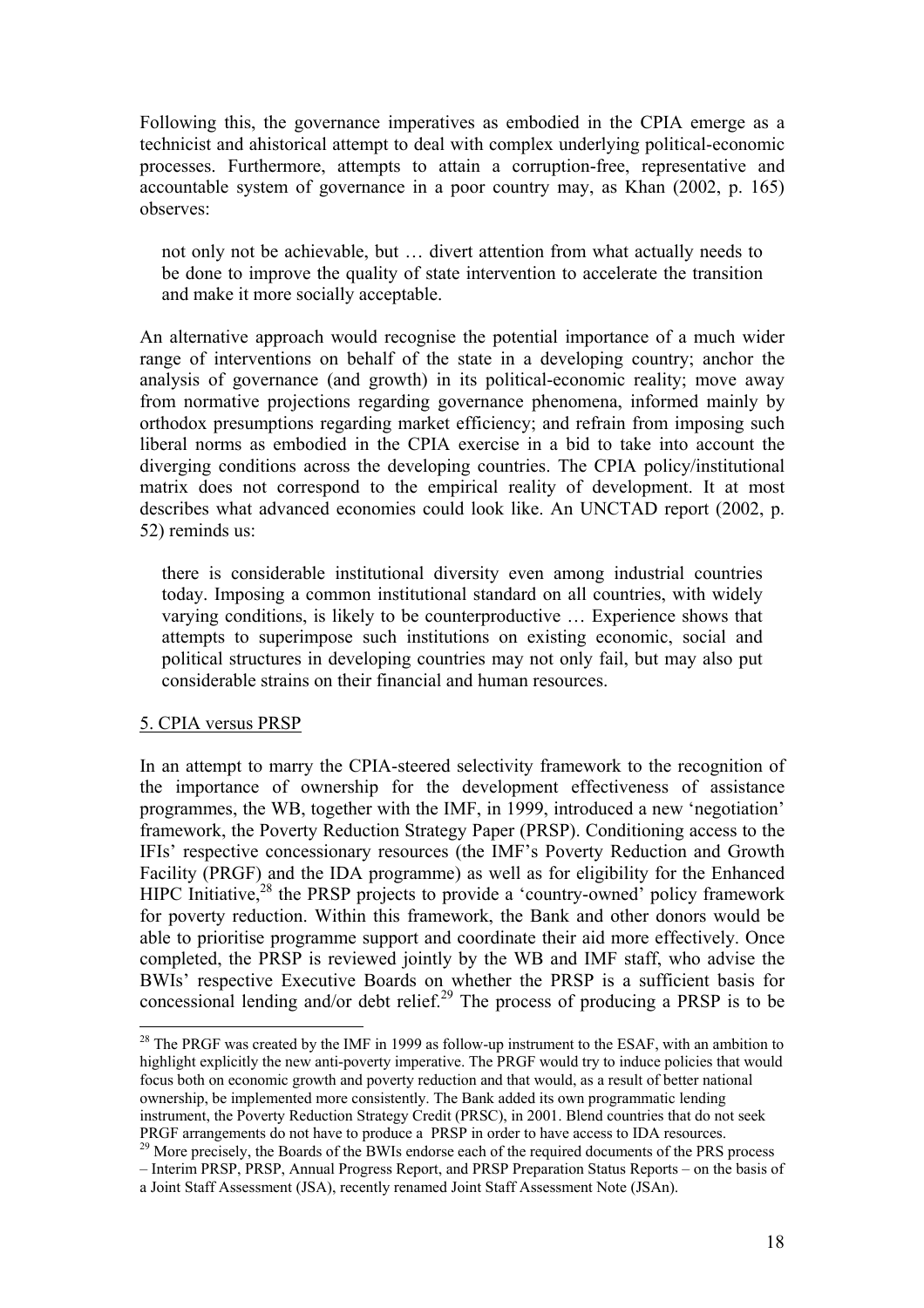Following this, the governance imperatives as embodied in the CPIA emerge as a technicist and ahistorical attempt to deal with complex underlying political-economic processes. Furthermore, attempts to attain a corruption-free, representative and accountable system of governance in a poor country may, as Khan (2002, p. 165) observes:

> not only not be achievable, but … divert attention from what actually needs to be done to improve the quality of state intervention to accelerate the transition and make it more socially acceptable.

An alternative approach would recognise the potential importance of a much wider range of interventions on behalf of the state in a developing country; anchor the analysis of governance (and growth) in its political-economic reality; move away from normative projections regarding governance phenomena, informed mainly by orthodox presumptions regarding market efficiency; and refrain from imposing such liberal norms as embodied in the CPIA exercise in a bid to take into account the diverging conditions across the developing countries. The CPIA policy/institutional matrix does not correspond to the empirical reality of development. It at most describes what advanced economies could look like. An UNCTAD report (2002, p. 52) reminds us:

> there is considerable institutional diversity even among industrial countries today. Imposing a common institutional standard on all countries, with widely varying conditions, is likely to be counterproductive … Experience shows that attempts to superimpose such institutions on existing economic, social and political structures in developing countries may not only fail, but may also put considerable strains on their financial and human resources.

## 5. CPIA versus PRSP

In an attempt to marry the CPIA-steered selectivity framework to the recognition of the importance of ownership for the development effectiveness of assistance programmes, the WB, together with the IMF, in 1999, introduced a new 'negotiation' framework, the Poverty Reduction Strategy Paper (PRSP). Conditioning access to the IFIs' respective concessionary resources (the IMF's Poverty Reduction and Growth Facility (PRGF) and the IDA programme) as well as for eligibility for the Enhanced HIPC Initiative,[28] the PRSP projects to provide a 'country-owned' policy framework for poverty reduction. Within this framework, the Bank and other donors would be able to prioritise programme support and coordinate their aid more effectively. Once completed, the PRSP is reviewed jointly by the WB and IMF staff, who advise the BWIs' respective Executive Boards on whether the PRSP is a sufficient basis for concessional lending and/or debt relief.[29] The process of producing a PRSP is to be

---

[28] The PRGF was created by the IMF in 1999 as follow-up instrument to the ESAF, with an ambition to highlight explicitly the new anti-poverty imperative. The PRGF would try to induce policies that would focus both on economic growth and poverty reduction and that would, as a result of better national ownership, be implemented more consistently. The Bank added its own programmatic lending instrument, the Poverty Reduction Strategy Credit (PRSC), in 2001. Blend countries that do not seek PRGF arrangements do not have to produce a PRSP in order to have access to IDA resources.

[29] More precisely, the Boards of the BWIs endorse each of the required documents of the PRS process – Interim PRSP, PRSP, Annual Progress Report, and PRSP Preparation Status Reports – on the basis of a Joint Staff Assessment (JSA), recently renamed Joint Staff Assessment Note (JSAn).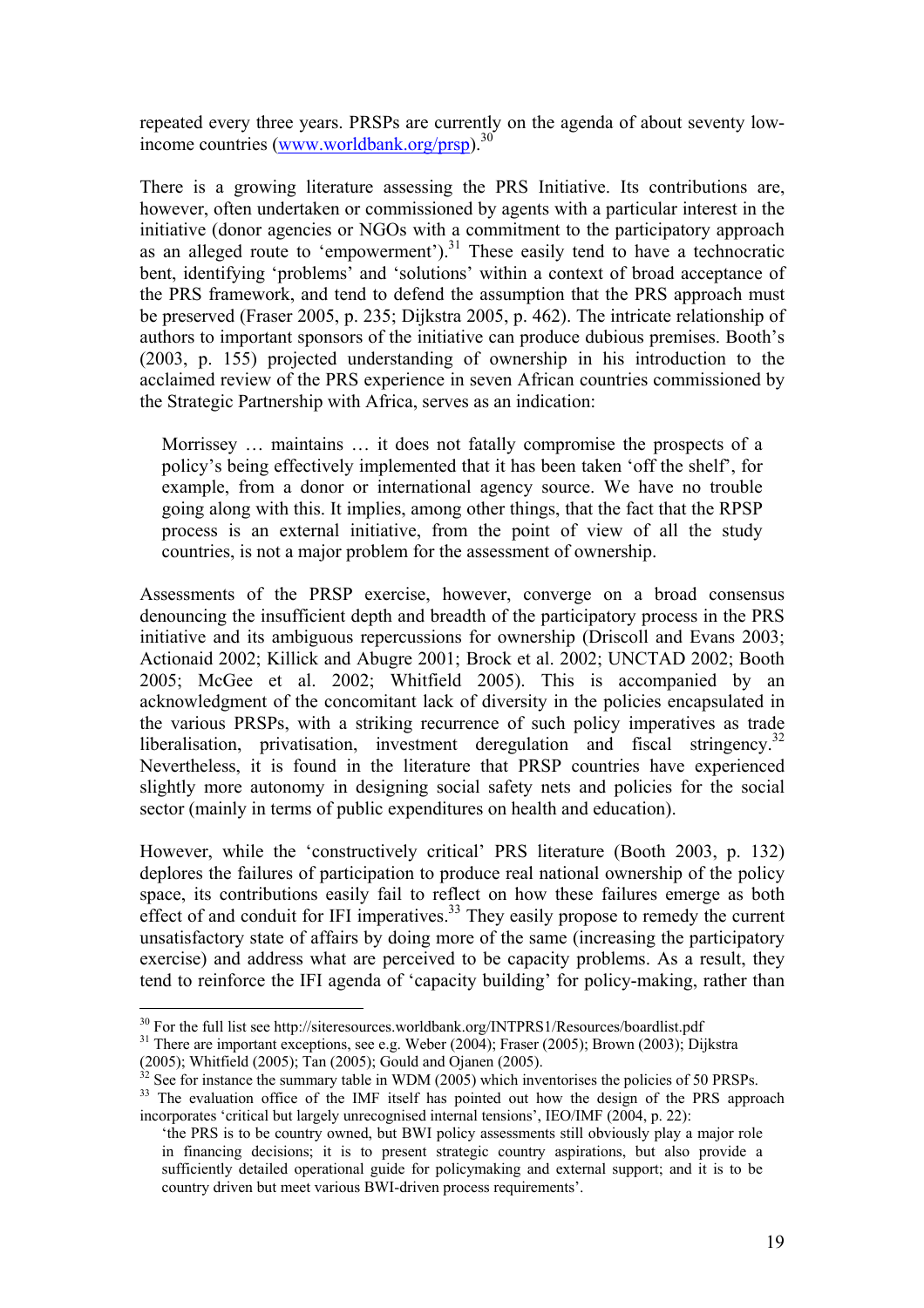repeated every three years. PRSPs are currently on the agenda of about seventy low-income countries (www.worldbank.org/prsp).[30]

There is a growing literature assessing the PRS Initiative. Its contributions are, however, often undertaken or commissioned by agents with a particular interest in the initiative (donor agencies or NGOs with a commitment to the participatory approach as an alleged route to 'empowerment').[31] These easily tend to have a technocratic bent, identifying 'problems' and 'solutions' within a context of broad acceptance of the PRS framework, and tend to defend the assumption that the PRS approach must be preserved (Fraser 2005, p. 235; Dijkstra 2005, p. 462). The intricate relationship of authors to important sponsors of the initiative can produce dubious premises. Booth's (2003, p. 155) projected understanding of ownership in his introduction to the acclaimed review of the PRS experience in seven African countries commissioned by the Strategic Partnership with Africa, serves as an indication:

> Morrissey … maintains … it does not fatally compromise the prospects of a policy's being effectively implemented that it has been taken 'off the shelf', for example, from a donor or international agency source. We have no trouble going along with this. It implies, among other things, that the fact that the RPSP process is an external initiative, from the point of view of all the study countries, is not a major problem for the assessment of ownership.

Assessments of the PRSP exercise, however, converge on a broad consensus denouncing the insufficient depth and breadth of the participatory process in the PRS initiative and its ambiguous repercussions for ownership (Driscoll and Evans 2003; Actionaid 2002; Killick and Abugre 2001; Brock et al. 2002; UNCTAD 2002; Booth 2005; McGee et al. 2002; Whitfield 2005). This is accompanied by an acknowledgment of the concomitant lack of diversity in the policies encapsulated in the various PRSPs, with a striking recurrence of such policy imperatives as trade liberalisation, privatisation, investment deregulation and fiscal stringency.[32] Nevertheless, it is found in the literature that PRSP countries have experienced slightly more autonomy in designing social safety nets and policies for the social sector (mainly in terms of public expenditures on health and education).

However, while the 'constructively critical' PRS literature (Booth 2003, p. 132) deplores the failures of participation to produce real national ownership of the policy space, its contributions easily fail to reflect on how these failures emerge as both effect of and conduit for IFI imperatives.[33] They easily propose to remedy the current unsatisfactory state of affairs by doing more of the same (increasing the participatory exercise) and address what are perceived to be capacity problems. As a result, they tend to reinforce the IFI agenda of 'capacity building' for policy-making, rather than

---

[30] For the full list see http://siteresources.worldbank.org/INTPRS1/Resources/boardlist.pdf

[31] There are important exceptions, see e.g. Weber (2004); Fraser (2005); Brown (2003); Dijkstra (2005); Whitfield (2005); Tan (2005); Gould and Ojanen (2005).

[32] See for instance the summary table in WDM (2005) which inventorises the policies of 50 PRSPs.

[33] The evaluation office of the IMF itself has pointed out how the design of the PRS approach incorporates 'critical but largely unrecognised internal tensions', IEO/IMF (2004, p. 22):

> 'the PRS is to be country owned, but BWI policy assessments still obviously play a major role in financing decisions; it is to present strategic country aspirations, but also provide a sufficiently detailed operational guide for policymaking and external support; and it is to be country driven but meet various BWI-driven process requirements'.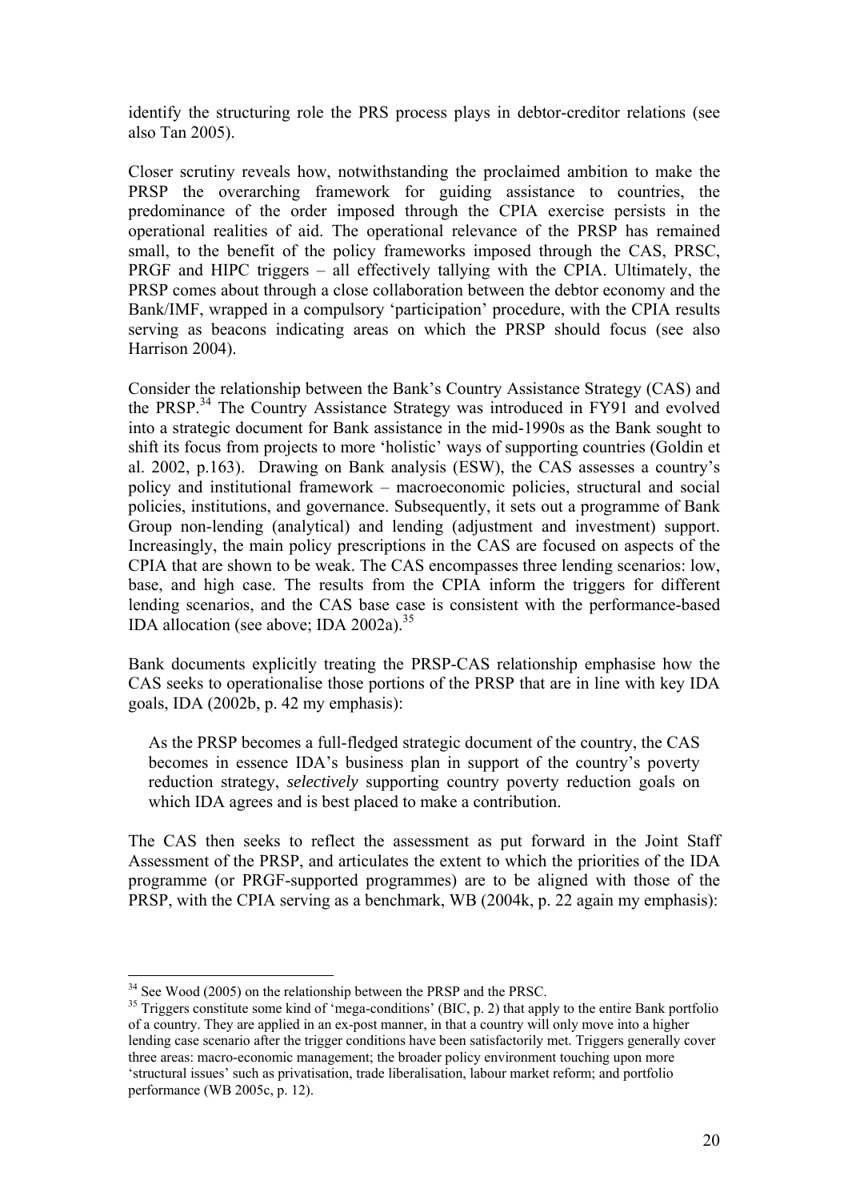identify the structuring role the PRS process plays in debtor-creditor relations (see also Tan 2005).

Closer scrutiny reveals how, notwithstanding the proclaimed ambition to make the PRSP the overarching framework for guiding assistance to countries, the predominance of the order imposed through the CPIA exercise persists in the operational realities of aid. The operational relevance of the PRSP has remained small, to the benefit of the policy frameworks imposed through the CAS, PRSC, PRGF and HIPC triggers – all effectively tallying with the CPIA. Ultimately, the PRSP comes about through a close collaboration between the debtor economy and the Bank/IMF, wrapped in a compulsory 'participation' procedure, with the CPIA results serving as beacons indicating areas on which the PRSP should focus (see also Harrison 2004).

Consider the relationship between the Bank's Country Assistance Strategy (CAS) and the PRSP.[34] The Country Assistance Strategy was introduced in FY91 and evolved into a strategic document for Bank assistance in the mid-1990s as the Bank sought to shift its focus from projects to more 'holistic' ways of supporting countries (Goldin et al. 2002, p.163). Drawing on Bank analysis (ESW), the CAS assesses a country's policy and institutional framework – macroeconomic policies, structural and social policies, institutions, and governance. Subsequently, it sets out a programme of Bank Group non-lending (analytical) and lending (adjustment and investment) support. Increasingly, the main policy prescriptions in the CAS are focused on aspects of the CPIA that are shown to be weak. The CAS encompasses three lending scenarios: low, base, and high case. The results from the CPIA inform the triggers for different lending scenarios, and the CAS base case is consistent with the performance-based IDA allocation (see above; IDA 2002a).[35]

Bank documents explicitly treating the PRSP-CAS relationship emphasise how the CAS seeks to operationalise those portions of the PRSP that are in line with key IDA goals, IDA (2002b, p. 42 my emphasis):

> As the PRSP becomes a full-fledged strategic document of the country, the CAS becomes in essence IDA's business plan in support of the country's poverty reduction strategy, *selectively* supporting country poverty reduction goals on which IDA agrees and is best placed to make a contribution.

The CAS then seeks to reflect the assessment as put forward in the Joint Staff Assessment of the PRSP, and articulates the extent to which the priorities of the IDA programme (or PRGF-supported programmes) are to be aligned with those of the PRSP, with the CPIA serving as a benchmark, WB (2004k, p. 22 again my emphasis):

---

[34] See Wood (2005) on the relationship between the PRSP and the PRSC.

[35] Triggers constitute some kind of 'mega-conditions' (BIC, p. 2) that apply to the entire Bank portfolio of a country. They are applied in an ex-post manner, in that a country will only move into a higher lending case scenario after the trigger conditions have been satisfactorily met. Triggers generally cover three areas: macro-economic management; the broader policy environment touching upon more 'structural issues' such as privatisation, trade liberalisation, labour market reform; and portfolio performance (WB 2005c, p. 12).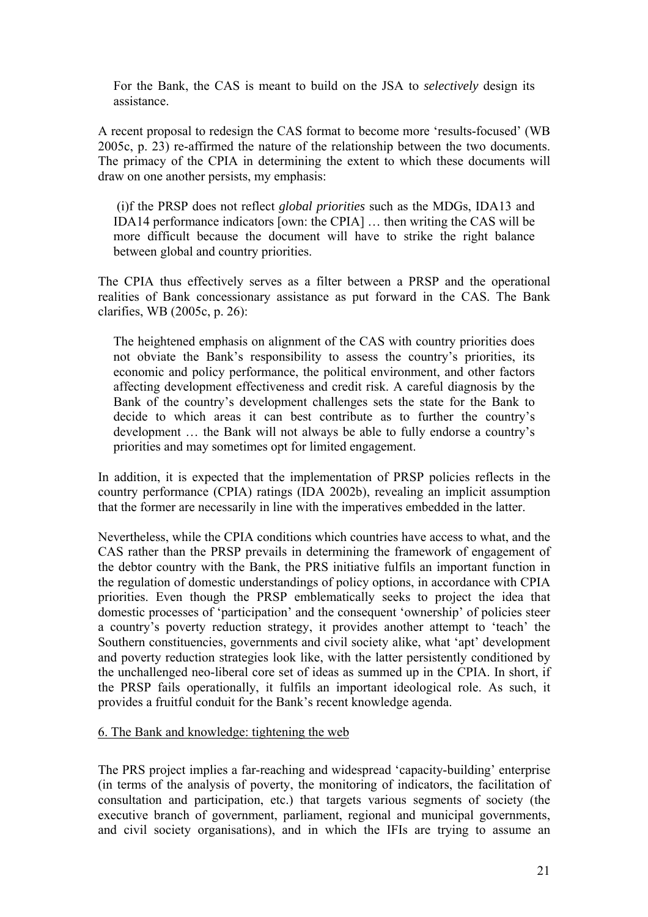> For the Bank, the CAS is meant to build on the JSA to *selectively* design its assistance.

A recent proposal to redesign the CAS format to become more 'results-focused' (WB 2005c, p. 23) re-affirmed the nature of the relationship between the two documents. The primacy of the CPIA in determining the extent to which these documents will draw on one another persists, my emphasis:

> (i)f the PRSP does not reflect *global priorities* such as the MDGs, IDA13 and IDA14 performance indicators [own: the CPIA] … then writing the CAS will be more difficult because the document will have to strike the right balance between global and country priorities.

The CPIA thus effectively serves as a filter between a PRSP and the operational realities of Bank concessionary assistance as put forward in the CAS. The Bank clarifies, WB (2005c, p. 26):

> The heightened emphasis on alignment of the CAS with country priorities does not obviate the Bank's responsibility to assess the country's priorities, its economic and policy performance, the political environment, and other factors affecting development effectiveness and credit risk. A careful diagnosis by the Bank of the country's development challenges sets the state for the Bank to decide to which areas it can best contribute as to further the country's development … the Bank will not always be able to fully endorse a country's priorities and may sometimes opt for limited engagement.

In addition, it is expected that the implementation of PRSP policies reflects in the country performance (CPIA) ratings (IDA 2002b), revealing an implicit assumption that the former are necessarily in line with the imperatives embedded in the latter.

Nevertheless, while the CPIA conditions which countries have access to what, and the CAS rather than the PRSP prevails in determining the framework of engagement of the debtor country with the Bank, the PRS initiative fulfils an important function in the regulation of domestic understandings of policy options, in accordance with CPIA priorities. Even though the PRSP emblematically seeks to project the idea that domestic processes of 'participation' and the consequent 'ownership' of policies steer a country's poverty reduction strategy, it provides another attempt to 'teach' the Southern constituencies, governments and civil society alike, what 'apt' development and poverty reduction strategies look like, with the latter persistently conditioned by the unchallenged neo-liberal core set of ideas as summed up in the CPIA. In short, if the PRSP fails operationally, it fulfils an important ideological role. As such, it provides a fruitful conduit for the Bank's recent knowledge agenda.

## 6. The Bank and knowledge: tightening the web

The PRS project implies a far-reaching and widespread 'capacity-building' enterprise (in terms of the analysis of poverty, the monitoring of indicators, the facilitation of consultation and participation, etc.) that targets various segments of society (the executive branch of government, parliament, regional and municipal governments, and civil society organisations), and in which the IFIs are trying to assume an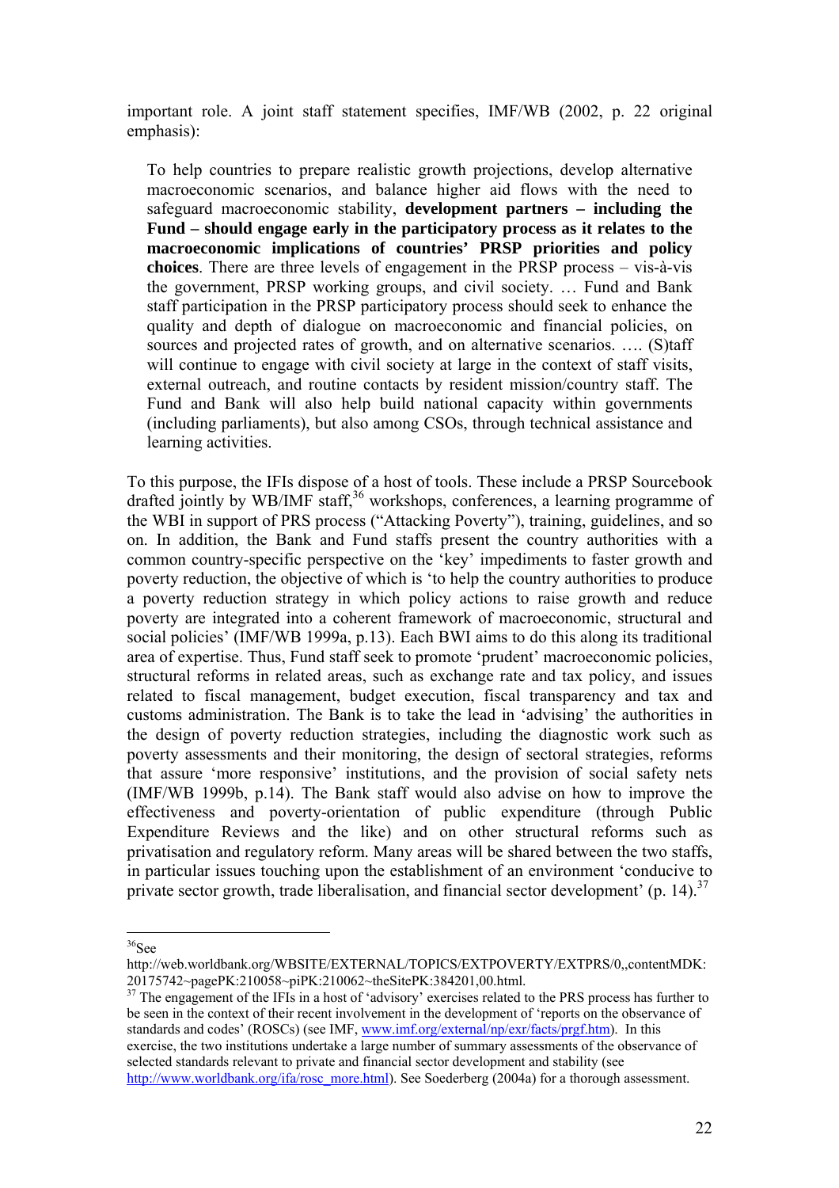important role. A joint staff statement specifies, IMF/WB (2002, p. 22 original emphasis):

> To help countries to prepare realistic growth projections, develop alternative macroeconomic scenarios, and balance higher aid flows with the need to safeguard macroeconomic stability, **development partners – including the Fund – should engage early in the participatory process as it relates to the macroeconomic implications of countries' PRSP priorities and policy choices**. There are three levels of engagement in the PRSP process – vis-à-vis the government, PRSP working groups, and civil society. … Fund and Bank staff participation in the PRSP participatory process should seek to enhance the quality and depth of dialogue on macroeconomic and financial policies, on sources and projected rates of growth, and on alternative scenarios. …. (S)taff will continue to engage with civil society at large in the context of staff visits, external outreach, and routine contacts by resident mission/country staff. The Fund and Bank will also help build national capacity within governments (including parliaments), but also among CSOs, through technical assistance and learning activities.

To this purpose, the IFIs dispose of a host of tools. These include a PRSP Sourcebook drafted jointly by WB/IMF staff,[36] workshops, conferences, a learning programme of the WBI in support of PRS process ("Attacking Poverty"), training, guidelines, and so on. In addition, the Bank and Fund staffs present the country authorities with a common country-specific perspective on the 'key' impediments to faster growth and poverty reduction, the objective of which is 'to help the country authorities to produce a poverty reduction strategy in which policy actions to raise growth and reduce poverty are integrated into a coherent framework of macroeconomic, structural and social policies' (IMF/WB 1999a, p.13). Each BWI aims to do this along its traditional area of expertise. Thus, Fund staff seek to promote 'prudent' macroeconomic policies, structural reforms in related areas, such as exchange rate and tax policy, and issues related to fiscal management, budget execution, fiscal transparency and tax and customs administration. The Bank is to take the lead in 'advising' the authorities in the design of poverty reduction strategies, including the diagnostic work such as poverty assessments and their monitoring, the design of sectoral strategies, reforms that assure 'more responsive' institutions, and the provision of social safety nets (IMF/WB 1999b, p.14). The Bank staff would also advise on how to improve the effectiveness and poverty-orientation of public expenditure (through Public Expenditure Reviews and the like) and on other structural reforms such as privatisation and regulatory reform. Many areas will be shared between the two staffs, in particular issues touching upon the establishment of an environment 'conducive to private sector growth, trade liberalisation, and financial sector development' (p. 14).[37]

---

[36] See http://web.worldbank.org/WBSITE/EXTERNAL/TOPICS/EXTPOVERTY/EXTPRS/0,,contentMDK:20175742~pagePK:210058~piPK:210062~theSitePK:384201,00.html.

[37] The engagement of the IFIs in a host of 'advisory' exercises related to the PRS process has further to be seen in the context of their recent involvement in the development of 'reports on the observance of standards and codes' (ROSCs) (see IMF, www.imf.org/external/np/exr/facts/prgf.htm). In this exercise, the two institutions undertake a large number of summary assessments of the observance of selected standards relevant to private and financial sector development and stability (see http://www.worldbank.org/ifa/rosc_more.html). See Soederberg (2004a) for a thorough assessment.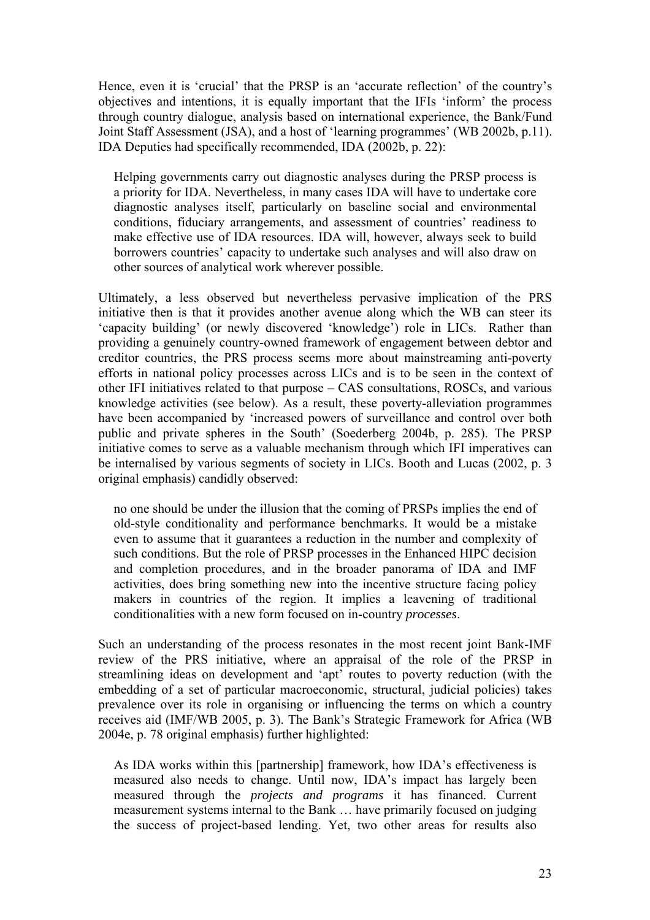Hence, even it is 'crucial' that the PRSP is an 'accurate reflection' of the country's objectives and intentions, it is equally important that the IFIs 'inform' the process through country dialogue, analysis based on international experience, the Bank/Fund Joint Staff Assessment (JSA), and a host of 'learning programmes' (WB 2002b, p.11). IDA Deputies had specifically recommended, IDA (2002b, p. 22):

> Helping governments carry out diagnostic analyses during the PRSP process is a priority for IDA. Nevertheless, in many cases IDA will have to undertake core diagnostic analyses itself, particularly on baseline social and environmental conditions, fiduciary arrangements, and assessment of countries' readiness to make effective use of IDA resources. IDA will, however, always seek to build borrowers countries' capacity to undertake such analyses and will also draw on other sources of analytical work wherever possible.

Ultimately, a less observed but nevertheless pervasive implication of the PRS initiative then is that it provides another avenue along which the WB can steer its 'capacity building' (or newly discovered 'knowledge') role in LICs. Rather than providing a genuinely country-owned framework of engagement between debtor and creditor countries, the PRS process seems more about mainstreaming anti-poverty efforts in national policy processes across LICs and is to be seen in the context of other IFI initiatives related to that purpose – CAS consultations, ROSCs, and various knowledge activities (see below). As a result, these poverty-alleviation programmes have been accompanied by 'increased powers of surveillance and control over both public and private spheres in the South' (Soederberg 2004b, p. 285). The PRSP initiative comes to serve as a valuable mechanism through which IFI imperatives can be internalised by various segments of society in LICs. Booth and Lucas (2002, p. 3 original emphasis) candidly observed:

> no one should be under the illusion that the coming of PRSPs implies the end of old-style conditionality and performance benchmarks. It would be a mistake even to assume that it guarantees a reduction in the number and complexity of such conditions. But the role of PRSP processes in the Enhanced HIPC decision and completion procedures, and in the broader panorama of IDA and IMF activities, does bring something new into the incentive structure facing policy makers in countries of the region. It implies a leavening of traditional conditionalities with a new form focused on in-country *processes*.

Such an understanding of the process resonates in the most recent joint Bank-IMF review of the PRS initiative, where an appraisal of the role of the PRSP in streamlining ideas on development and 'apt' routes to poverty reduction (with the embedding of a set of particular macroeconomic, structural, judicial policies) takes prevalence over its role in organising or influencing the terms on which a country receives aid (IMF/WB 2005, p. 3). The Bank's Strategic Framework for Africa (WB 2004e, p. 78 original emphasis) further highlighted:

> As IDA works within this [partnership] framework, how IDA's effectiveness is measured also needs to change. Until now, IDA's impact has largely been measured through the *projects and programs* it has financed. Current measurement systems internal to the Bank … have primarily focused on judging the success of project-based lending. Yet, two other areas for results also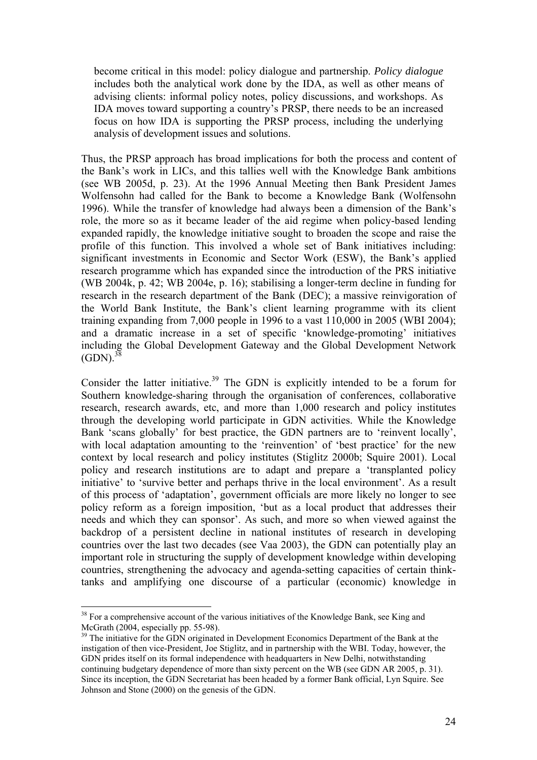> become critical in this model: policy dialogue and partnership. *Policy dialogue* includes both the analytical work done by the IDA, as well as other means of advising clients: informal policy notes, policy discussions, and workshops. As IDA moves toward supporting a country's PRSP, there needs to be an increased focus on how IDA is supporting the PRSP process, including the underlying analysis of development issues and solutions.

Thus, the PRSP approach has broad implications for both the process and content of the Bank's work in LICs, and this tallies well with the Knowledge Bank ambitions (see WB 2005d, p. 23). At the 1996 Annual Meeting then Bank President James Wolfensohn had called for the Bank to become a Knowledge Bank (Wolfensohn 1996). While the transfer of knowledge had always been a dimension of the Bank's role, the more so as it became leader of the aid regime when policy-based lending expanded rapidly, the knowledge initiative sought to broaden the scope and raise the profile of this function. This involved a whole set of Bank initiatives including: significant investments in Economic and Sector Work (ESW), the Bank's applied research programme which has expanded since the introduction of the PRS initiative (WB 2004k, p. 42; WB 2004e, p. 16); stabilising a longer-term decline in funding for research in the research department of the Bank (DEC); a massive reinvigoration of the World Bank Institute, the Bank's client learning programme with its client training expanding from 7,000 people in 1996 to a vast 110,000 in 2005 (WBI 2004); and a dramatic increase in a set of specific 'knowledge-promoting' initiatives including the Global Development Gateway and the Global Development Network (GDN).[38]

Consider the latter initiative.[39] The GDN is explicitly intended to be a forum for Southern knowledge-sharing through the organisation of conferences, collaborative research, research awards, etc, and more than 1,000 research and policy institutes through the developing world participate in GDN activities. While the Knowledge Bank 'scans globally' for best practice, the GDN partners are to 'reinvent locally', with local adaptation amounting to the 'reinvention' of 'best practice' for the new context by local research and policy institutes (Stiglitz 2000b; Squire 2001). Local policy and research institutions are to adapt and prepare a 'transplanted policy initiative' to 'survive better and perhaps thrive in the local environment'. As a result of this process of 'adaptation', government officials are more likely no longer to see policy reform as a foreign imposition, 'but as a local product that addresses their needs and which they can sponsor'. As such, and more so when viewed against the backdrop of a persistent decline in national institutes of research in developing countries over the last two decades (see Vaa 2003), the GDN can potentially play an important role in structuring the supply of development knowledge within developing countries, strengthening the advocacy and agenda-setting capacities of certain think-tanks and amplifying one discourse of a particular (economic) knowledge in

---

[38] For a comprehensive account of the various initiatives of the Knowledge Bank, see King and McGrath (2004, especially pp. 55-98).

[39] The initiative for the GDN originated in Development Economics Department of the Bank at the instigation of then vice-President, Joe Stiglitz, and in partnership with the WBI. Today, however, the GDN prides itself on its formal independence with headquarters in New Delhi, notwithstanding continuing budgetary dependence of more than sixty percent on the WB (see GDN AR 2005, p. 31). Since its inception, the GDN Secretariat has been headed by a former Bank official, Lyn Squire. See Johnson and Stone (2000) on the genesis of the GDN.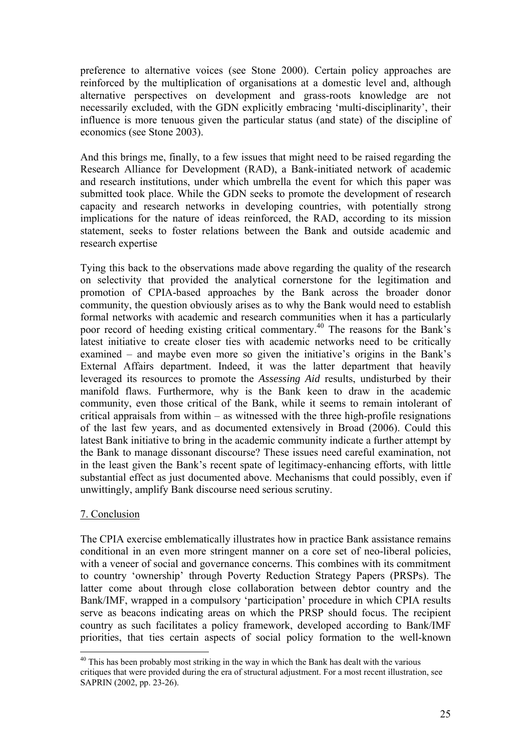preference to alternative voices (see Stone 2000). Certain policy approaches are reinforced by the multiplication of organisations at a domestic level and, although alternative perspectives on development and grass-roots knowledge are not necessarily excluded, with the GDN explicitly embracing 'multi-disciplinarity', their influence is more tenuous given the particular status (and state) of the discipline of economics (see Stone 2003).

And this brings me, finally, to a few issues that might need to be raised regarding the Research Alliance for Development (RAD), a Bank-initiated network of academic and research institutions, under which umbrella the event for which this paper was submitted took place. While the GDN seeks to promote the development of research capacity and research networks in developing countries, with potentially strong implications for the nature of ideas reinforced, the RAD, according to its mission statement, seeks to foster relations between the Bank and outside academic and research expertise

Tying this back to the observations made above regarding the quality of the research on selectivity that provided the analytical cornerstone for the legitimation and promotion of CPIA-based approaches by the Bank across the broader donor community, the question obviously arises as to why the Bank would need to establish formal networks with academic and research communities when it has a particularly poor record of heeding existing critical commentary.[40] The reasons for the Bank's latest initiative to create closer ties with academic networks need to be critically examined – and maybe even more so given the initiative's origins in the Bank's External Affairs department. Indeed, it was the latter department that heavily leveraged its resources to promote the *Assessing Aid* results, undisturbed by their manifold flaws. Furthermore, why is the Bank keen to draw in the academic community, even those critical of the Bank, while it seems to remain intolerant of critical appraisals from within – as witnessed with the three high-profile resignations of the last few years, and as documented extensively in Broad (2006). Could this latest Bank initiative to bring in the academic community indicate a further attempt by the Bank to manage dissonant discourse? These issues need careful examination, not in the least given the Bank's recent spate of legitimacy-enhancing efforts, with little substantial effect as just documented above. Mechanisms that could possibly, even if unwittingly, amplify Bank discourse need serious scrutiny.

## 7. Conclusion

The CPIA exercise emblematically illustrates how in practice Bank assistance remains conditional in an even more stringent manner on a core set of neo-liberal policies, with a veneer of social and governance concerns. This combines with its commitment to country 'ownership' through Poverty Reduction Strategy Papers (PRSPs). The latter come about through close collaboration between debtor country and the Bank/IMF, wrapped in a compulsory 'participation' procedure in which CPIA results serve as beacons indicating areas on which the PRSP should focus. The recipient country as such facilitates a policy framework, developed according to Bank/IMF priorities, that ties certain aspects of social policy formation to the well-known

[40] This has been probably most striking in the way in which the Bank has dealt with the various critiques that were provided during the era of structural adjustment. For a most recent illustration, see SAPRIN (2002, pp. 23-26).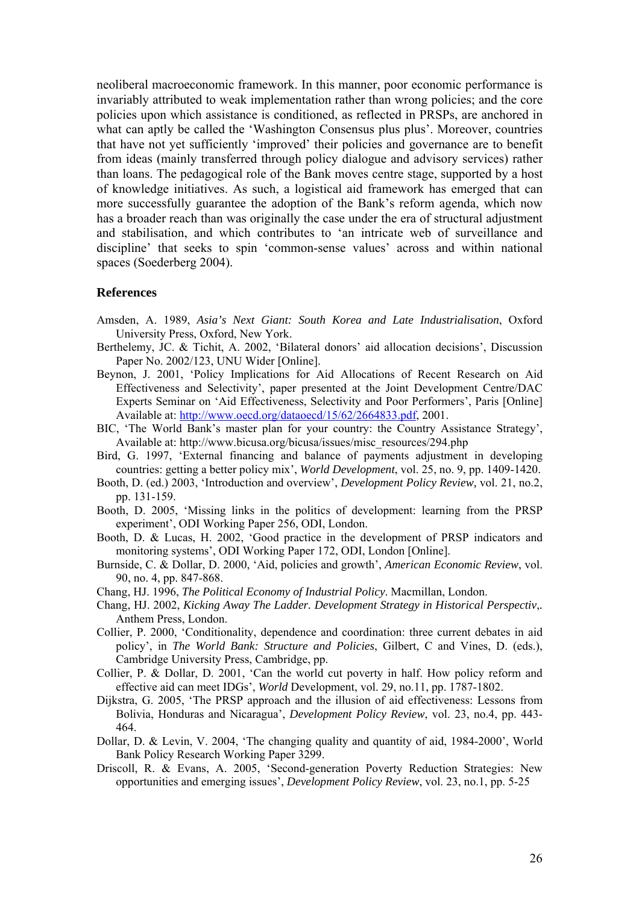neoliberal macroeconomic framework. In this manner, poor economic performance is invariably attributed to weak implementation rather than wrong policies; and the core policies upon which assistance is conditioned, as reflected in PRSPs, are anchored in what can aptly be called the 'Washington Consensus plus plus'. Moreover, countries that have not yet sufficiently 'improved' their policies and governance are to benefit from ideas (mainly transferred through policy dialogue and advisory services) rather than loans. The pedagogical role of the Bank moves centre stage, supported by a host of knowledge initiatives. As such, a logistical aid framework has emerged that can more successfully guarantee the adoption of the Bank's reform agenda, which now has a broader reach than was originally the case under the era of structural adjustment and stabilisation, and which contributes to 'an intricate web of surveillance and discipline' that seeks to spin 'common-sense values' across and within national spaces (Soederberg 2004).

## References

Amsden, A. 1989, *Asia's Next Giant: South Korea and Late Industrialisation*, Oxford University Press, Oxford, New York.

Berthelemy, JC. & Tichit, A. 2002, 'Bilateral donors' aid allocation decisions', Discussion Paper No. 2002/123, UNU Wider [Online].

Beynon, J. 2001, 'Policy Implications for Aid Allocations of Recent Research on Aid Effectiveness and Selectivity', paper presented at the Joint Development Centre/DAC Experts Seminar on 'Aid Effectiveness, Selectivity and Poor Performers', Paris [Online] Available at: http://www.oecd.org/dataoecd/15/62/2664833.pdf, 2001.

BIC, 'The World Bank's master plan for your country: the Country Assistance Strategy', Available at: http://www.bicusa.org/bicusa/issues/misc_resources/294.php

Bird, G. 1997, 'External financing and balance of payments adjustment in developing countries: getting a better policy mix', *World Development*, vol. 25, no. 9, pp. 1409-1420.

Booth, D. (ed.) 2003, 'Introduction and overview', *Development Policy Review,* vol. 21, no.2, pp. 131-159.

Booth, D. 2005, 'Missing links in the politics of development: learning from the PRSP experiment', ODI Working Paper 256, ODI, London.

Booth, D. & Lucas, H. 2002, 'Good practice in the development of PRSP indicators and monitoring systems', ODI Working Paper 172, ODI, London [Online].

Burnside, C. & Dollar, D. 2000, 'Aid, policies and growth', *American Economic Review*, vol. 90, no. 4, pp. 847-868.

Chang, HJ. 1996, *The Political Economy of Industrial Policy*. Macmillan, London.

Chang, HJ. 2002, *Kicking Away The Ladder. Development Strategy in Historical Perspectiv*,. Anthem Press, London.

Collier, P. 2000, 'Conditionality, dependence and coordination: three current debates in aid policy', in *The World Bank: Structure and Policies*, Gilbert, C and Vines, D. (eds.), Cambridge University Press, Cambridge, pp.

Collier, P. & Dollar, D. 2001, 'Can the world cut poverty in half. How policy reform and effective aid can meet IDGs', *World* Development, vol. 29, no.11, pp. 1787-1802.

Dijkstra, G. 2005, 'The PRSP approach and the illusion of aid effectiveness: Lessons from Bolivia, Honduras and Nicaragua', *Development Policy Review*, vol. 23, no.4, pp. 443-464.

Dollar, D. & Levin, V. 2004, 'The changing quality and quantity of aid, 1984-2000', World Bank Policy Research Working Paper 3299.

Driscoll, R. & Evans, A. 2005, 'Second-generation Poverty Reduction Strategies: New opportunities and emerging issues', *Development Policy Review*, vol. 23, no.1, pp. 5-25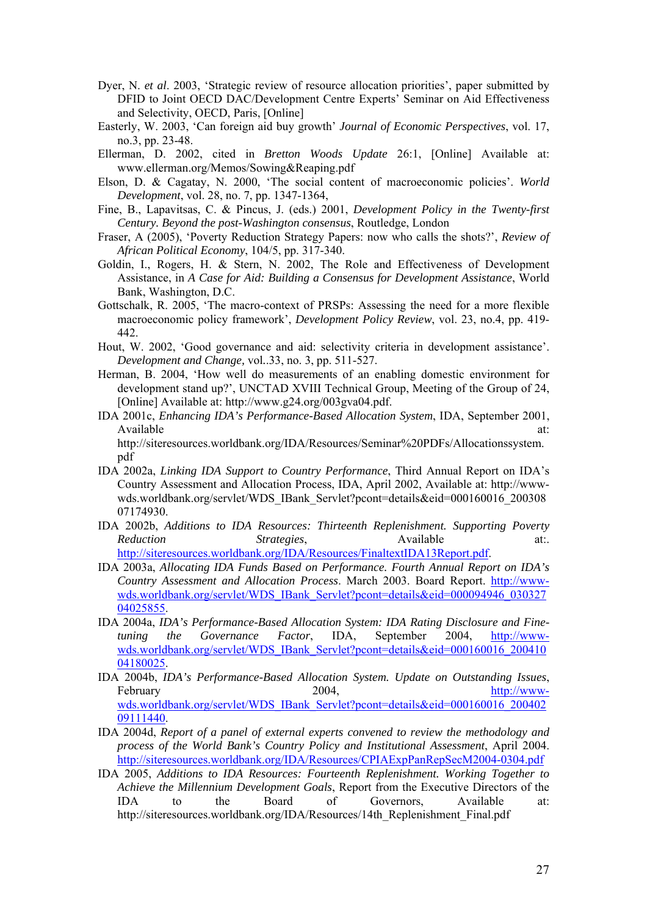Dyer, N. *et al*. 2003, 'Strategic review of resource allocation priorities', paper submitted by DFID to Joint OECD DAC/Development Centre Experts' Seminar on Aid Effectiveness and Selectivity, OECD, Paris, [Online]

Easterly, W. 2003, 'Can foreign aid buy growth' *Journal of Economic Perspectives*, vol. 17, no.3, pp. 23-48.

Ellerman, D. 2002, cited in *Bretton Woods Update* 26:1, [Online] Available at: www.ellerman.org/Memos/Sowing&Reaping.pdf

Elson, D. & Cagatay, N. 2000, 'The social content of macroeconomic policies'. *World Development*, vol. 28, no. 7, pp. 1347-1364,

Fine, B., Lapavitsas, C. & Pincus, J. (eds.) 2001, *Development Policy in the Twenty-first Century. Beyond the post-Washington consensus*, Routledge, London

Fraser, A (2005), 'Poverty Reduction Strategy Papers: now who calls the shots?', *Review of African Political Economy*, 104/5, pp. 317-340.

Goldin, I., Rogers, H. & Stern, N. 2002, The Role and Effectiveness of Development Assistance, in *A Case for Aid: Building a Consensus for Development Assistance*, World Bank, Washington, D.C.

Gottschalk, R. 2005, 'The macro-context of PRSPs: Assessing the need for a more flexible macroeconomic policy framework', *Development Policy Review*, vol. 23, no.4, pp. 419-442.

Hout, W. 2002, 'Good governance and aid: selectivity criteria in development assistance'. *Development and Change,* vol..33, no. 3, pp. 511-527.

Herman, B. 2004, 'How well do measurements of an enabling domestic environment for development stand up?', UNCTAD XVIII Technical Group, Meeting of the Group of 24, [Online] Available at: http://www.g24.org/003gva04.pdf.

IDA 2001c, *Enhancing IDA's Performance-Based Allocation System*, IDA, September 2001, Available at: http://siteresources.worldbank.org/IDA/Resources/Seminar%20PDFs/Allocationssystem.pdf

IDA 2002a, *Linking IDA Support to Country Performance*, Third Annual Report on IDA's Country Assessment and Allocation Process, IDA, April 2002, Available at: http://www-wds.worldbank.org/servlet/WDS_IBank_Servlet?pcont=details&eid=000160016_20030807174930.

IDA 2002b, *Additions to IDA Resources: Thirteenth Replenishment. Supporting Poverty Reduction Strategies*, Available at:. http://siteresources.worldbank.org/IDA/Resources/FinaltextIDA13Report.pdf.

IDA 2003a, *Allocating IDA Funds Based on Performance. Fourth Annual Report on IDA's Country Assessment and Allocation Process*. March 2003. Board Report. http://www-wds.worldbank.org/servlet/WDS_IBank_Servlet?pcont=details&eid=000094946_03032704025855.

IDA 2004a, *IDA's Performance-Based Allocation System: IDA Rating Disclosure and Fine-tuning the Governance Factor*, IDA, September 2004, http://www-wds.worldbank.org/servlet/WDS_IBank_Servlet?pcont=details&eid=000160016_20041004180025.

IDA 2004b, *IDA's Performance-Based Allocation System. Update on Outstanding Issues*, February 2004, http://www-wds.worldbank.org/servlet/WDS_IBank_Servlet?pcont=details&eid=000160016_20040209111440.

IDA 2004d, *Report of a panel of external experts convened to review the methodology and process of the World Bank's Country Policy and Institutional Assessment*, April 2004. http://siteresources.worldbank.org/IDA/Resources/CPIAExpPanRepSecM2004-0304.pdf

IDA 2005, *Additions to IDA Resources: Fourteenth Replenishment. Working Together to Achieve the Millennium Development Goals*, Report from the Executive Directors of the IDA to the Board of Governors, Available at: http://siteresources.worldbank.org/IDA/Resources/14th_Replenishment_Final.pdf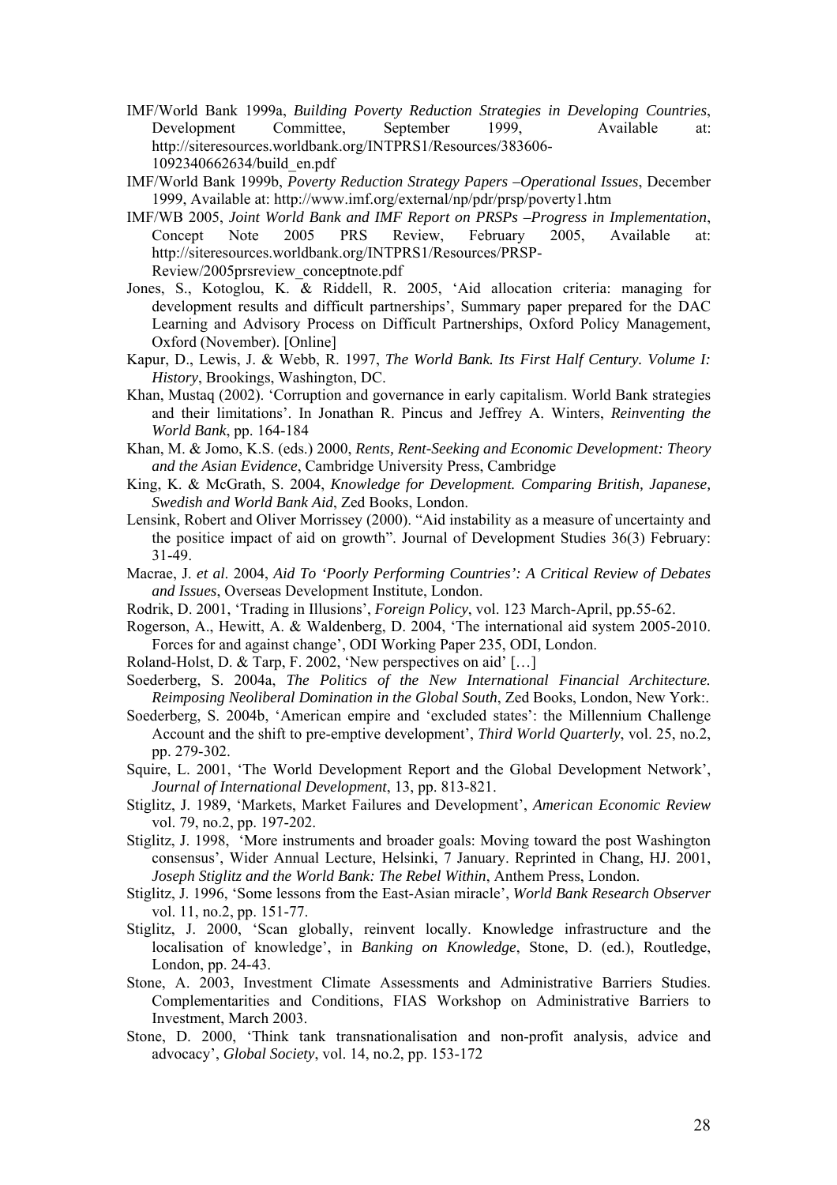IMF/World Bank 1999a, *Building Poverty Reduction Strategies in Developing Countries*, Development Committee, September 1999, Available at: http://siteresources.worldbank.org/INTPRS1/Resources/383606-1092340662634/build_en.pdf

IMF/World Bank 1999b, *Poverty Reduction Strategy Papers –Operational Issues*, December 1999, Available at: http://www.imf.org/external/np/pdr/prsp/poverty1.htm

IMF/WB 2005, *Joint World Bank and IMF Report on PRSPs –Progress in Implementation*, Concept Note 2005 PRS Review, February 2005, Available at: http://siteresources.worldbank.org/INTPRS1/Resources/PRSP-Review/2005prsreview_conceptnote.pdf

Jones, S., Kotoglou, K. & Riddell, R. 2005, 'Aid allocation criteria: managing for development results and difficult partnerships', Summary paper prepared for the DAC Learning and Advisory Process on Difficult Partnerships, Oxford Policy Management, Oxford (November). [Online]

Kapur, D., Lewis, J. & Webb, R. 1997, *The World Bank. Its First Half Century. Volume I: History*, Brookings, Washington, DC.

Khan, Mustaq (2002). 'Corruption and governance in early capitalism. World Bank strategies and their limitations'. In Jonathan R. Pincus and Jeffrey A. Winters, *Reinventing the World Bank*, pp. 164-184

Khan, M. & Jomo, K.S. (eds.) 2000, *Rents, Rent-Seeking and Economic Development: Theory and the Asian Evidence*, Cambridge University Press, Cambridge

King, K. & McGrath, S. 2004, *Knowledge for Development. Comparing British, Japanese, Swedish and World Bank Aid*, Zed Books, London.

Lensink, Robert and Oliver Morrissey (2000). "Aid instability as a measure of uncertainty and the positice impact of aid on growth". Journal of Development Studies 36(3) February: 31-49.

Macrae, J. *et al*. 2004, *Aid To 'Poorly Performing Countries': A Critical Review of Debates and Issues*, Overseas Development Institute, London.

Rodrik, D. 2001, 'Trading in Illusions', *Foreign Policy*, vol. 123 March-April, pp.55-62.

Rogerson, A., Hewitt, A. & Waldenberg, D. 2004, 'The international aid system 2005-2010. Forces for and against change', ODI Working Paper 235, ODI, London.

Roland-Holst, D. & Tarp, F. 2002, 'New perspectives on aid' […]

Soederberg, S. 2004a, *The Politics of the New International Financial Architecture. Reimposing Neoliberal Domination in the Global South*, Zed Books, London, New York:.

Soederberg, S. 2004b, 'American empire and 'excluded states': the Millennium Challenge Account and the shift to pre-emptive development', *Third World Quarterly*, vol. 25, no.2, pp. 279-302.

Squire, L. 2001, 'The World Development Report and the Global Development Network', *Journal of International Development*, 13, pp. 813-821.

Stiglitz, J. 1989, 'Markets, Market Failures and Development', *American Economic Review* vol. 79, no.2, pp. 197-202.

Stiglitz, J. 1998, 'More instruments and broader goals: Moving toward the post Washington consensus', Wider Annual Lecture, Helsinki, 7 January. Reprinted in Chang, HJ. 2001, *Joseph Stiglitz and the World Bank: The Rebel Within*, Anthem Press, London.

Stiglitz, J. 1996, 'Some lessons from the East-Asian miracle', *World Bank Research Observer* vol. 11, no.2, pp. 151-77.

Stiglitz, J. 2000, 'Scan globally, reinvent locally. Knowledge infrastructure and the localisation of knowledge', in *Banking on Knowledge*, Stone, D. (ed.), Routledge, London, pp. 24-43.

Stone, A. 2003, Investment Climate Assessments and Administrative Barriers Studies. Complementarities and Conditions, FIAS Workshop on Administrative Barriers to Investment, March 2003.

Stone, D. 2000, 'Think tank transnationalisation and non-profit analysis, advice and advocacy', *Global Society*, vol. 14, no.2, pp. 153-172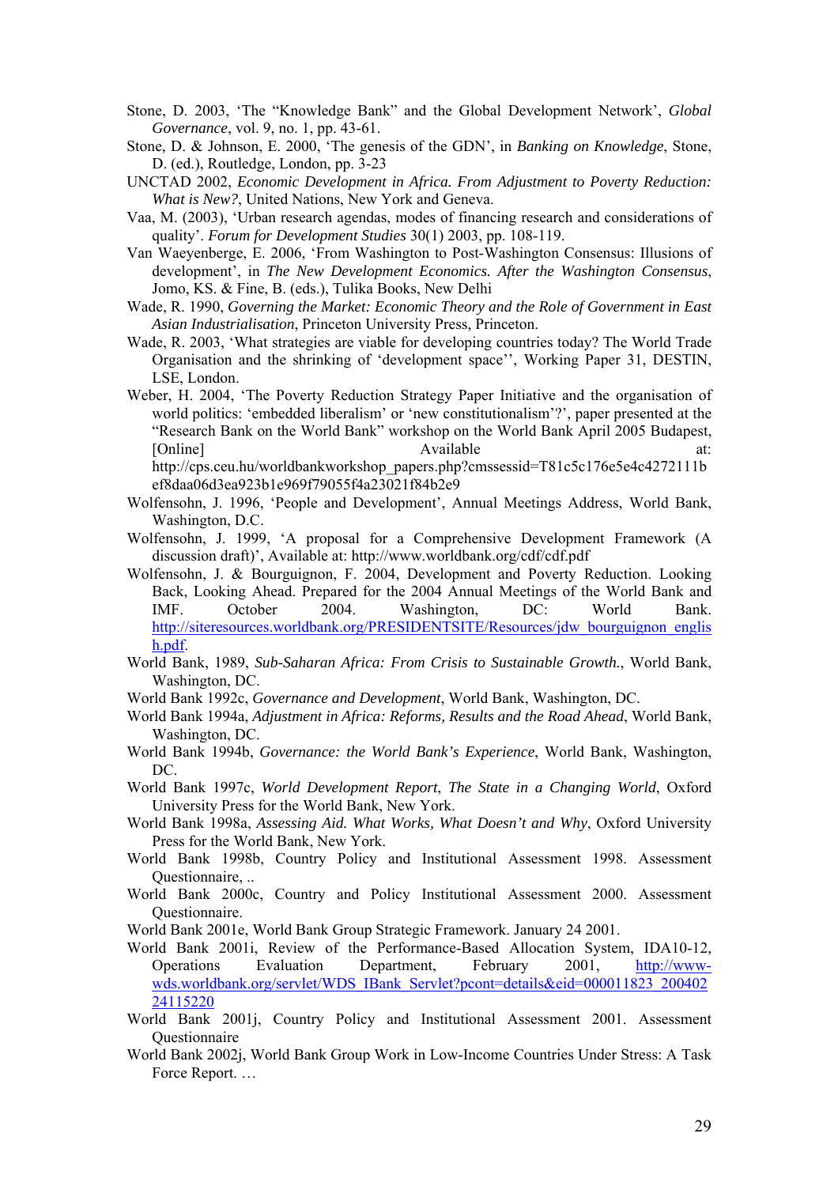Stone, D. 2003, 'The "Knowledge Bank" and the Global Development Network', *Global Governance*, vol. 9, no. 1, pp. 43-61.

Stone, D. & Johnson, E. 2000, 'The genesis of the GDN', in *Banking on Knowledge*, Stone, D. (ed.), Routledge, London, pp. 3-23

UNCTAD 2002, *Economic Development in Africa. From Adjustment to Poverty Reduction: What is New?*, United Nations, New York and Geneva.

Vaa, M. (2003), 'Urban research agendas, modes of financing research and considerations of quality'. *Forum for Development Studies* 30(1) 2003, pp. 108-119.

Van Waeyenberge, E. 2006, 'From Washington to Post-Washington Consensus: Illusions of development', in *The New Development Economics. After the Washington Consensus*, Jomo, KS. & Fine, B. (eds.), Tulika Books, New Delhi

Wade, R. 1990, *Governing the Market: Economic Theory and the Role of Government in East Asian Industrialisation*, Princeton University Press, Princeton.

Wade, R. 2003, 'What strategies are viable for developing countries today? The World Trade Organisation and the shrinking of 'development space'', Working Paper 31, DESTIN, LSE, London.

Weber, H. 2004, 'The Poverty Reduction Strategy Paper Initiative and the organisation of world politics: 'embedded liberalism' or 'new constitutionalism'?', paper presented at the "Research Bank on the World Bank" workshop on the World Bank April 2005 Budapest, [Online] Available at: http://cps.ceu.hu/worldbankworkshop_papers.php?cmssessid=T81c5c176e5e4c4272111bef8daa06d3ea923b1e969f79055f4a23021f84b2e9

Wolfensohn, J. 1996, 'People and Development', Annual Meetings Address, World Bank, Washington, D.C.

Wolfensohn, J. 1999, 'A proposal for a Comprehensive Development Framework (A discussion draft)', Available at: http://www.worldbank.org/cdf/cdf.pdf

Wolfensohn, J. & Bourguignon, F. 2004, Development and Poverty Reduction. Looking Back, Looking Ahead. Prepared for the 2004 Annual Meetings of the World Bank and IMF. October 2004. Washington, DC: World Bank. http://siteresources.worldbank.org/PRESIDENTSITE/Resources/jdw_bourguignon_english.pdf.

World Bank, 1989, *Sub-Saharan Africa: From Crisis to Sustainable Growth.*, World Bank, Washington, DC.

World Bank 1992c, *Governance and Development*, World Bank, Washington, DC.

World Bank 1994a, *Adjustment in Africa: Reforms, Results and the Road Ahead*, World Bank, Washington, DC.

World Bank 1994b, *Governance: the World Bank's Experience*, World Bank, Washington, DC.

World Bank 1997c, *World Development Report*, *The State in a Changing World*, Oxford University Press for the World Bank, New York.

World Bank 1998a, *Assessing Aid. What Works, What Doesn't and Why*, Oxford University Press for the World Bank, New York.

World Bank 1998b, Country Policy and Institutional Assessment 1998. Assessment Questionnaire, ..

World Bank 2000c, Country and Policy Institutional Assessment 2000. Assessment Questionnaire.

World Bank 2001e, World Bank Group Strategic Framework. January 24 2001.

World Bank 2001i, Review of the Performance-Based Allocation System, IDA10-12, Operations Evaluation Department, February 2001, http://www-wds.worldbank.org/servlet/WDS_IBank_Servlet?pcont=details&eid=000011823_20040224115220

World Bank 2001j, Country Policy and Institutional Assessment 2001. Assessment Questionnaire

World Bank 2002j, World Bank Group Work in Low-Income Countries Under Stress: A Task Force Report. …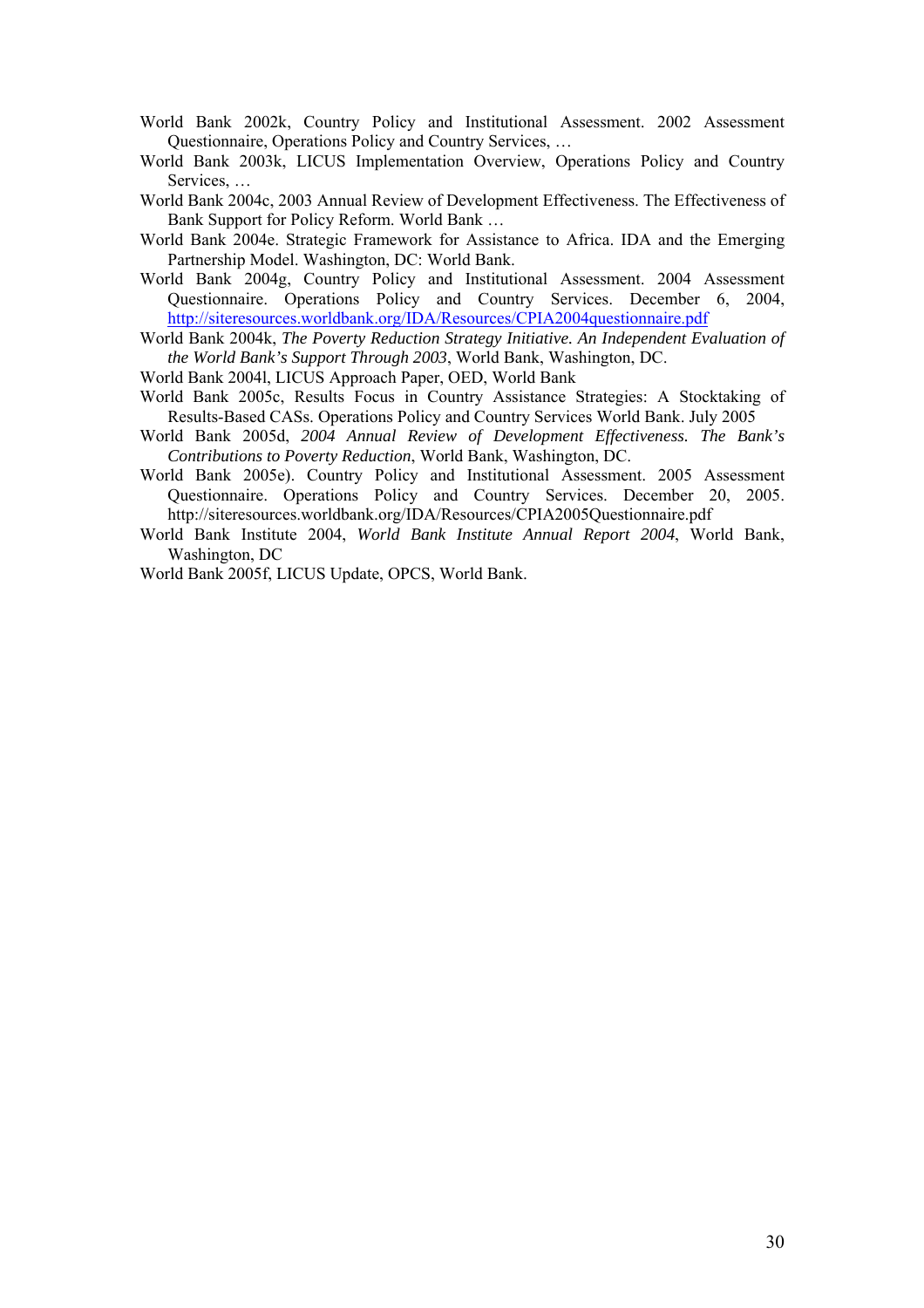World Bank 2002k, Country Policy and Institutional Assessment. 2002 Assessment Questionnaire, Operations Policy and Country Services, …

World Bank 2003k, LICUS Implementation Overview, Operations Policy and Country Services, …

World Bank 2004c, 2003 Annual Review of Development Effectiveness. The Effectiveness of Bank Support for Policy Reform. World Bank …

World Bank 2004e. Strategic Framework for Assistance to Africa. IDA and the Emerging Partnership Model. Washington, DC: World Bank.

World Bank 2004g, Country Policy and Institutional Assessment. 2004 Assessment Questionnaire. Operations Policy and Country Services. December 6, 2004, http://siteresources.worldbank.org/IDA/Resources/CPIA2004questionnaire.pdf

World Bank 2004k, *The Poverty Reduction Strategy Initiative. An Independent Evaluation of the World Bank's Support Through 2003*, World Bank, Washington, DC.

World Bank 2004l, LICUS Approach Paper, OED, World Bank

World Bank 2005c, Results Focus in Country Assistance Strategies: A Stocktaking of Results-Based CASs. Operations Policy and Country Services World Bank. July 2005

World Bank 2005d, *2004 Annual Review of Development Effectiveness. The Bank's Contributions to Poverty Reduction*, World Bank, Washington, DC.

World Bank 2005e). Country Policy and Institutional Assessment. 2005 Assessment Questionnaire. Operations Policy and Country Services. December 20, 2005. http://siteresources.worldbank.org/IDA/Resources/CPIA2005Questionnaire.pdf

World Bank Institute 2004, *World Bank Institute Annual Report 2004*, World Bank, Washington, DC

World Bank 2005f, LICUS Update, OPCS, World Bank.